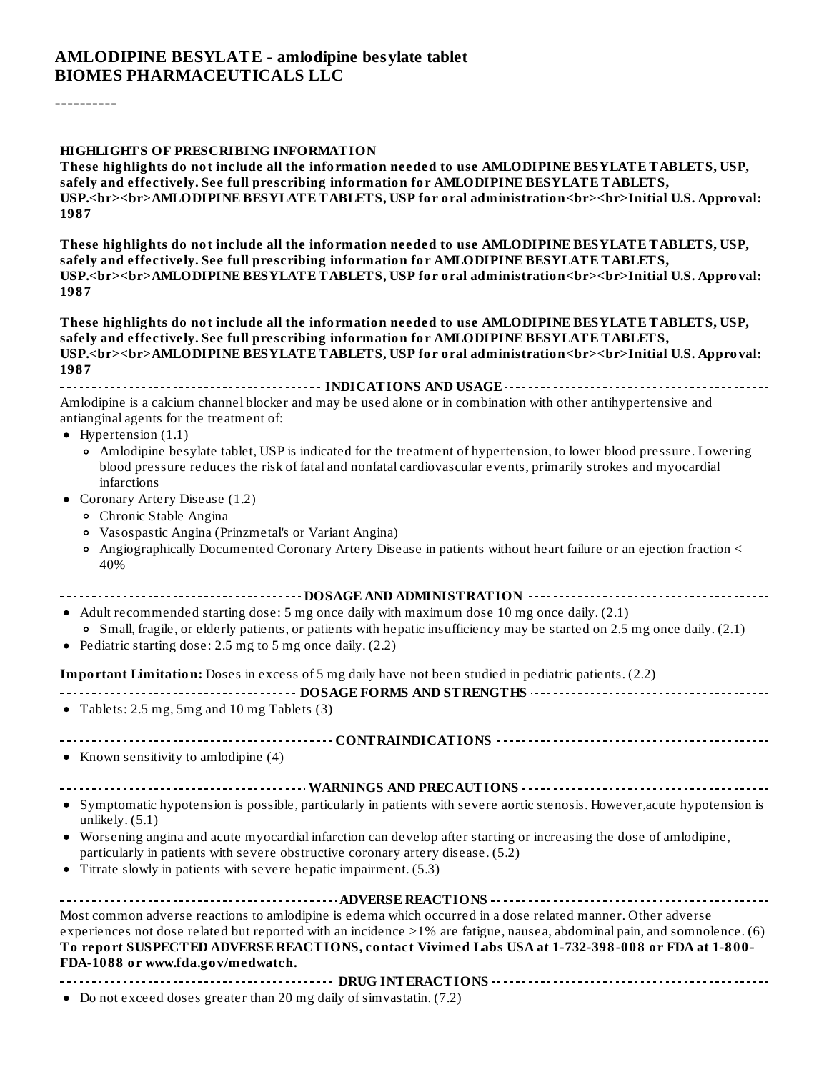# AMLODIPINE BESYLATE - amlodipine besylate tablet
## BIOMES PHARMACEUTICALS LLC

----------

**HIGHLIGHTS OF PRESCRIBING INFORMATION**

**These highlights do not include all the information needed to use AMLODIPINE BESYLATE TABLETS, USP, safely and effectively. See full prescribing information for AMLODIPINE BESYLATE TABLETS, USP.<br><br>AMLODIPINE BESYLATE TABLETS, USP for oral administration<br><br>Initial U.S. Approval: 1987**

**These highlights do not include all the information needed to use AMLODIPINE BESYLATE TABLETS, USP, safely and effectively. See full prescribing information for AMLODIPINE BESYLATE TABLETS, USP.<br><br>AMLODIPINE BESYLATE TABLETS, USP for oral administration<br><br>Initial U.S. Approval: 1987**

**These highlights do not include all the information needed to use AMLODIPINE BESYLATE TABLETS, USP, safely and effectively. See full prescribing information for AMLODIPINE BESYLATE TABLETS, USP.<br><br>AMLODIPINE BESYLATE TABLETS, USP for oral administration<br><br>Initial U.S. Approval: 1987**

### INDICATIONS AND USAGE

Amlodipine is a calcium channel blocker and may be used alone or in combination with other antihypertensive and antianginal agents for the treatment of:

- Hypertension (1.1)
  - Amlodipine besylate tablet, USP is indicated for the treatment of hypertension, to lower blood pressure. Lowering blood pressure reduces the risk of fatal and nonfatal cardiovascular events, primarily strokes and myocardial infarctions
- Coronary Artery Disease (1.2)
  - Chronic Stable Angina
  - Vasospastic Angina (Prinzmetal's or Variant Angina)
  - Angiographically Documented Coronary Artery Disease in patients without heart failure or an ejection fraction < 40%

### DOSAGE AND ADMINISTRATION

- Adult recommended starting dose: 5 mg once daily with maximum dose 10 mg once daily. (2.1)
  - Small, fragile, or elderly patients, or patients with hepatic insufficiency may be started on 2.5 mg once daily. (2.1)
- Pediatric starting dose: 2.5 mg to 5 mg once daily. (2.2)

**Important Limitation:** Doses in excess of 5 mg daily have not been studied in pediatric patients. (2.2)

### DOSAGE FORMS AND STRENGTHS

- Tablets: 2.5 mg, 5mg and 10 mg Tablets (3)

### CONTRAINDICATIONS

- Known sensitivity to amlodipine (4)

### WARNINGS AND PRECAUTIONS

- Symptomatic hypotension is possible, particularly in patients with severe aortic stenosis. However,acute hypotension is unlikely. (5.1)
- Worsening angina and acute myocardial infarction can develop after starting or increasing the dose of amlodipine, particularly in patients with severe obstructive coronary artery disease. (5.2)
- Titrate slowly in patients with severe hepatic impairment. (5.3)

### ADVERSE REACTIONS

Most common adverse reactions to amlodipine is edema which occurred in a dose related manner. Other adverse experiences not dose related but reported with an incidence >1% are fatigue, nausea, abdominal pain, and somnolence. (6)

**To report SUSPECTED ADVERSE REACTIONS, contact Vivimed Labs USA at 1-732-398-008 or FDA at 1-800-FDA-1088 or www.fda.gov/medwatch.**

### DRUG INTERACTIONS

- Do not exceed doses greater than 20 mg daily of simvastatin. (7.2)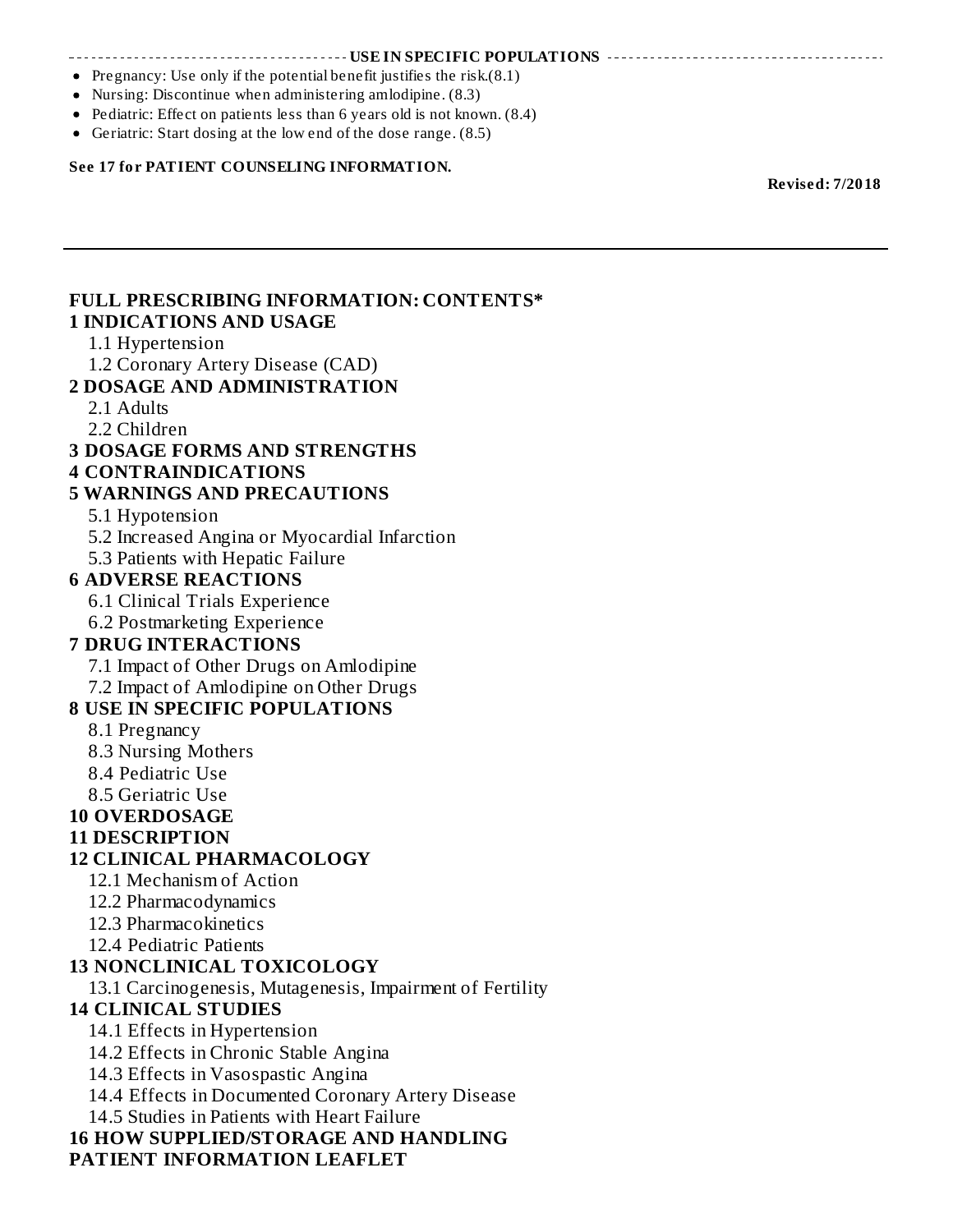## USE IN SPECIFIC POPULATIONS

- Pregnancy: Use only if the potential benefit justifies the risk.(8.1)
- Nursing: Discontinue when administering amlodipine. (8.3)
- Pediatric: Effect on patients less than 6 years old is not known. (8.4)
- Geriatric: Start dosing at the low end of the dose range. (8.5)

**See 17 for PATIENT COUNSELING INFORMATION.**

**Revised: 7/2018**

---

## FULL PRESCRIBING INFORMATION: CONTENTS*

**1 INDICATIONS AND USAGE**
- 1.1 Hypertension
- 1.2 Coronary Artery Disease (CAD)

**2 DOSAGE AND ADMINISTRATION**
- 2.1 Adults
- 2.2 Children

**3 DOSAGE FORMS AND STRENGTHS**

**4 CONTRAINDICATIONS**

**5 WARNINGS AND PRECAUTIONS**
- 5.1 Hypotension
- 5.2 Increased Angina or Myocardial Infarction
- 5.3 Patients with Hepatic Failure

**6 ADVERSE REACTIONS**
- 6.1 Clinical Trials Experience
- 6.2 Postmarketing Experience

**7 DRUG INTERACTIONS**
- 7.1 Impact of Other Drugs on Amlodipine
- 7.2 Impact of Amlodipine on Other Drugs

**8 USE IN SPECIFIC POPULATIONS**
- 8.1 Pregnancy
- 8.3 Nursing Mothers
- 8.4 Pediatric Use
- 8.5 Geriatric Use

**10 OVERDOSAGE**

**11 DESCRIPTION**

**12 CLINICAL PHARMACOLOGY**
- 12.1 Mechanism of Action
- 12.2 Pharmacodynamics
- 12.3 Pharmacokinetics
- 12.4 Pediatric Patients

**13 NONCLINICAL TOXICOLOGY**
- 13.1 Carcinogenesis, Mutagenesis, Impairment of Fertility

**14 CLINICAL STUDIES**
- 14.1 Effects in Hypertension
- 14.2 Effects in Chronic Stable Angina
- 14.3 Effects in Vasospastic Angina
- 14.4 Effects in Documented Coronary Artery Disease
- 14.5 Studies in Patients with Heart Failure

**16 HOW SUPPLIED/STORAGE AND HANDLING**

**PATIENT INFORMATION LEAFLET**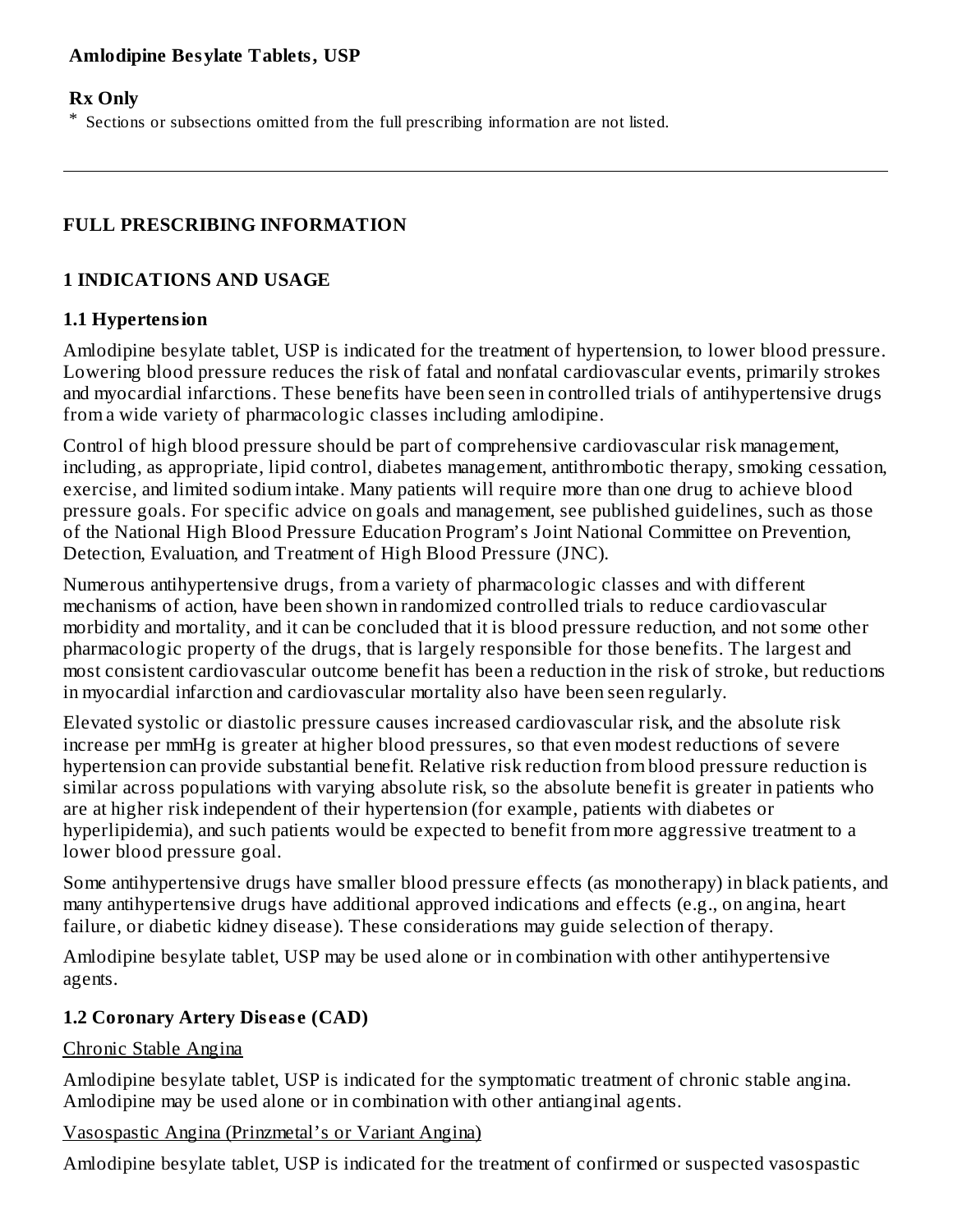**Amlodipine Besylate Tablets, USP**

**Rx Only**

* Sections or subsections omitted from the full prescribing information are not listed.

---

## FULL PRESCRIBING INFORMATION

## 1 INDICATIONS AND USAGE

### 1.1 Hypertension

Amlodipine besylate tablet, USP is indicated for the treatment of hypertension, to lower blood pressure. Lowering blood pressure reduces the risk of fatal and nonfatal cardiovascular events, primarily strokes and myocardial infarctions. These benefits have been seen in controlled trials of antihypertensive drugs from a wide variety of pharmacologic classes including amlodipine.

Control of high blood pressure should be part of comprehensive cardiovascular risk management, including, as appropriate, lipid control, diabetes management, antithrombotic therapy, smoking cessation, exercise, and limited sodium intake. Many patients will require more than one drug to achieve blood pressure goals. For specific advice on goals and management, see published guidelines, such as those of the National High Blood Pressure Education Program's Joint National Committee on Prevention, Detection, Evaluation, and Treatment of High Blood Pressure (JNC).

Numerous antihypertensive drugs, from a variety of pharmacologic classes and with different mechanisms of action, have been shown in randomized controlled trials to reduce cardiovascular morbidity and mortality, and it can be concluded that it is blood pressure reduction, and not some other pharmacologic property of the drugs, that is largely responsible for those benefits. The largest and most consistent cardiovascular outcome benefit has been a reduction in the risk of stroke, but reductions in myocardial infarction and cardiovascular mortality also have been seen regularly.

Elevated systolic or diastolic pressure causes increased cardiovascular risk, and the absolute risk increase per mmHg is greater at higher blood pressures, so that even modest reductions of severe hypertension can provide substantial benefit. Relative risk reduction from blood pressure reduction is similar across populations with varying absolute risk, so the absolute benefit is greater in patients who are at higher risk independent of their hypertension (for example, patients with diabetes or hyperlipidemia), and such patients would be expected to benefit from more aggressive treatment to a lower blood pressure goal.

Some antihypertensive drugs have smaller blood pressure effects (as monotherapy) in black patients, and many antihypertensive drugs have additional approved indications and effects (e.g., on angina, heart failure, or diabetic kidney disease). These considerations may guide selection of therapy.

Amlodipine besylate tablet, USP may be used alone or in combination with other antihypertensive agents.

### 1.2 Coronary Artery Disease (CAD)

Chronic Stable Angina

Amlodipine besylate tablet, USP is indicated for the symptomatic treatment of chronic stable angina. Amlodipine may be used alone or in combination with other antianginal agents.

Vasospastic Angina (Prinzmetal's or Variant Angina)

Amlodipine besylate tablet, USP is indicated for the treatment of confirmed or suspected vasospastic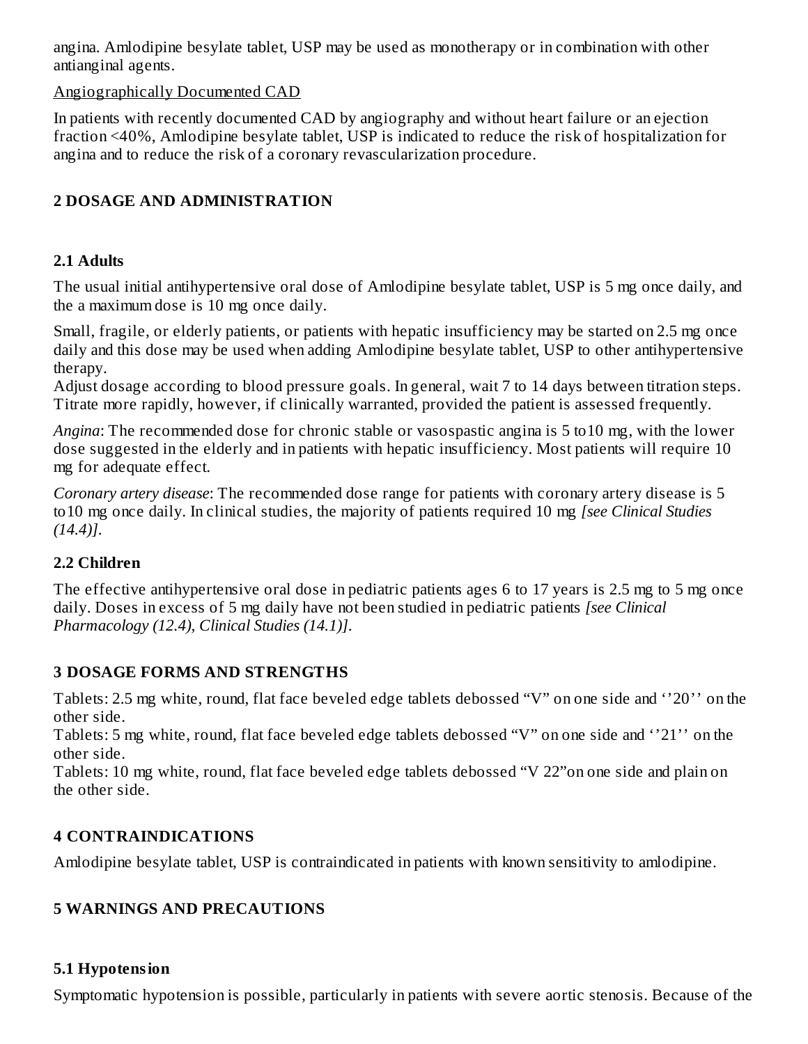angina. Amlodipine besylate tablet, USP may be used as monotherapy or in combination with other antianginal agents.

Angiographically Documented CAD

In patients with recently documented CAD by angiography and without heart failure or an ejection fraction <40%, Amlodipine besylate tablet, USP is indicated to reduce the risk of hospitalization for angina and to reduce the risk of a coronary revascularization procedure.

## 2 DOSAGE AND ADMINISTRATION

### 2.1 Adults

The usual initial antihypertensive oral dose of Amlodipine besylate tablet, USP is 5 mg once daily, and the a maximum dose is 10 mg once daily.

Small, fragile, or elderly patients, or patients with hepatic insufficiency may be started on 2.5 mg once daily and this dose may be used when adding Amlodipine besylate tablet, USP to other antihypertensive therapy.

Adjust dosage according to blood pressure goals. In general, wait 7 to 14 days between titration steps. Titrate more rapidly, however, if clinically warranted, provided the patient is assessed frequently.

*Angina*: The recommended dose for chronic stable or vasospastic angina is 5 to10 mg, with the lower dose suggested in the elderly and in patients with hepatic insufficiency. Most patients will require 10 mg for adequate effect.

*Coronary artery disease*: The recommended dose range for patients with coronary artery disease is 5 to10 mg once daily. In clinical studies, the majority of patients required 10 mg *[see Clinical Studies (14.4)]*.

### 2.2 Children

The effective antihypertensive oral dose in pediatric patients ages 6 to 17 years is 2.5 mg to 5 mg once daily. Doses in excess of 5 mg daily have not been studied in pediatric patients *[see Clinical Pharmacology (12.4), Clinical Studies (14.1)]*.

## 3 DOSAGE FORMS AND STRENGTHS

Tablets: 2.5 mg white, round, flat face beveled edge tablets debossed “V” on one side and ‘’20’’ on the other side.

Tablets: 5 mg white, round, flat face beveled edge tablets debossed “V” on one side and ‘’21’’ on the other side.

Tablets: 10 mg white, round, flat face beveled edge tablets debossed “V 22”on one side and plain on the other side.

## 4 CONTRAINDICATIONS

Amlodipine besylate tablet, USP is contraindicated in patients with known sensitivity to amlodipine.

## 5 WARNINGS AND PRECAUTIONS

### 5.1 Hypotension

Symptomatic hypotension is possible, particularly in patients with severe aortic stenosis. Because of the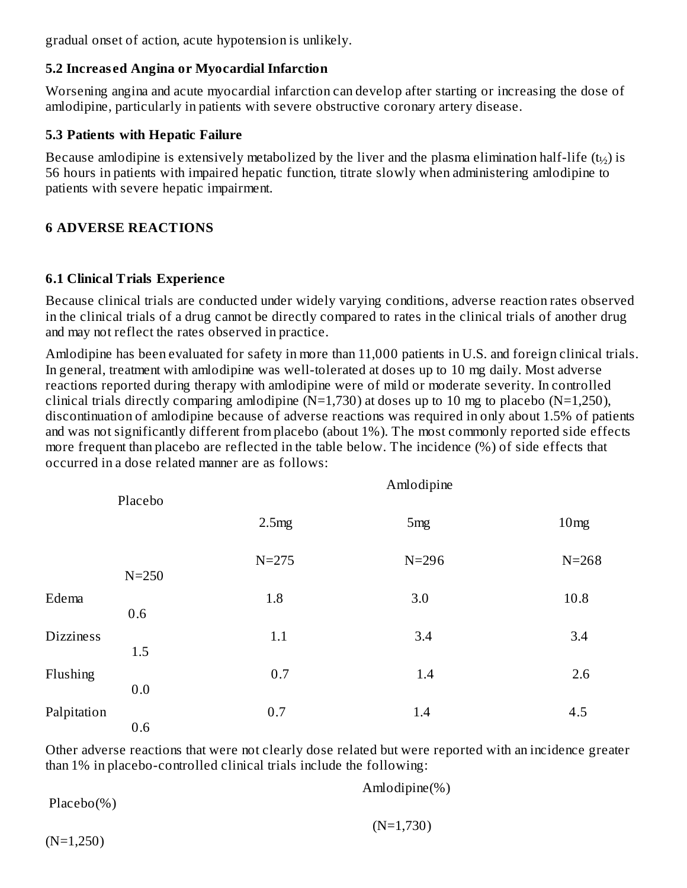gradual onset of action, acute hypotension is unlikely.

### 5.2 Increased Angina or Myocardial Infarction

Worsening angina and acute myocardial infarction can develop after starting or increasing the dose of amlodipine, particularly in patients with severe obstructive coronary artery disease.

### 5.3 Patients with Hepatic Failure

Because amlodipine is extensively metabolized by the liver and the plasma elimination half-life ($t_{½}$) is 56 hours in patients with impaired hepatic function, titrate slowly when administering amlodipine to patients with severe hepatic impairment.

## 6 ADVERSE REACTIONS

### 6.1 Clinical Trials Experience

Because clinical trials are conducted under widely varying conditions, adverse reaction rates observed in the clinical trials of a drug cannot be directly compared to rates in the clinical trials of another drug and may not reflect the rates observed in practice.

Amlodipine has been evaluated for safety in more than 11,000 patients in U.S. and foreign clinical trials. In general, treatment with amlodipine was well-tolerated at doses up to 10 mg daily. Most adverse reactions reported during therapy with amlodipine were of mild or moderate severity. In controlled clinical trials directly comparing amlodipine (N=1,730) at doses up to 10 mg to placebo (N=1,250), discontinuation of amlodipine because of adverse reactions was required in only about 1.5% of patients and was not significantly different from placebo (about 1%). The most commonly reported side effects more frequent than placebo are reflected in the table below. The incidence (%) of side effects that occurred in a dose related manner are as follows:

| | Placebo | Amlodipine | | |
|---|---|---|---|---|
| | | 2.5mg | 5mg | 10mg |
| | N=250 | N=275 | N=296 | N=268 |
| Edema | 0.6 | 1.8 | 3.0 | 10.8 |
| Dizziness | 1.5 | 1.1 | 3.4 | 3.4 |
| Flushing | 0.0 | 0.7 | 1.4 | 2.6 |
| Palpitation | 0.6 | 0.7 | 1.4 | 4.5 |

Other adverse reactions that were not clearly dose related but were reported with an incidence greater than 1% in placebo-controlled clinical trials include the following:

| | Placebo(%) | Amlodipine(%) |
|---|---|---|
| | (N=1,250) | (N=1,730) |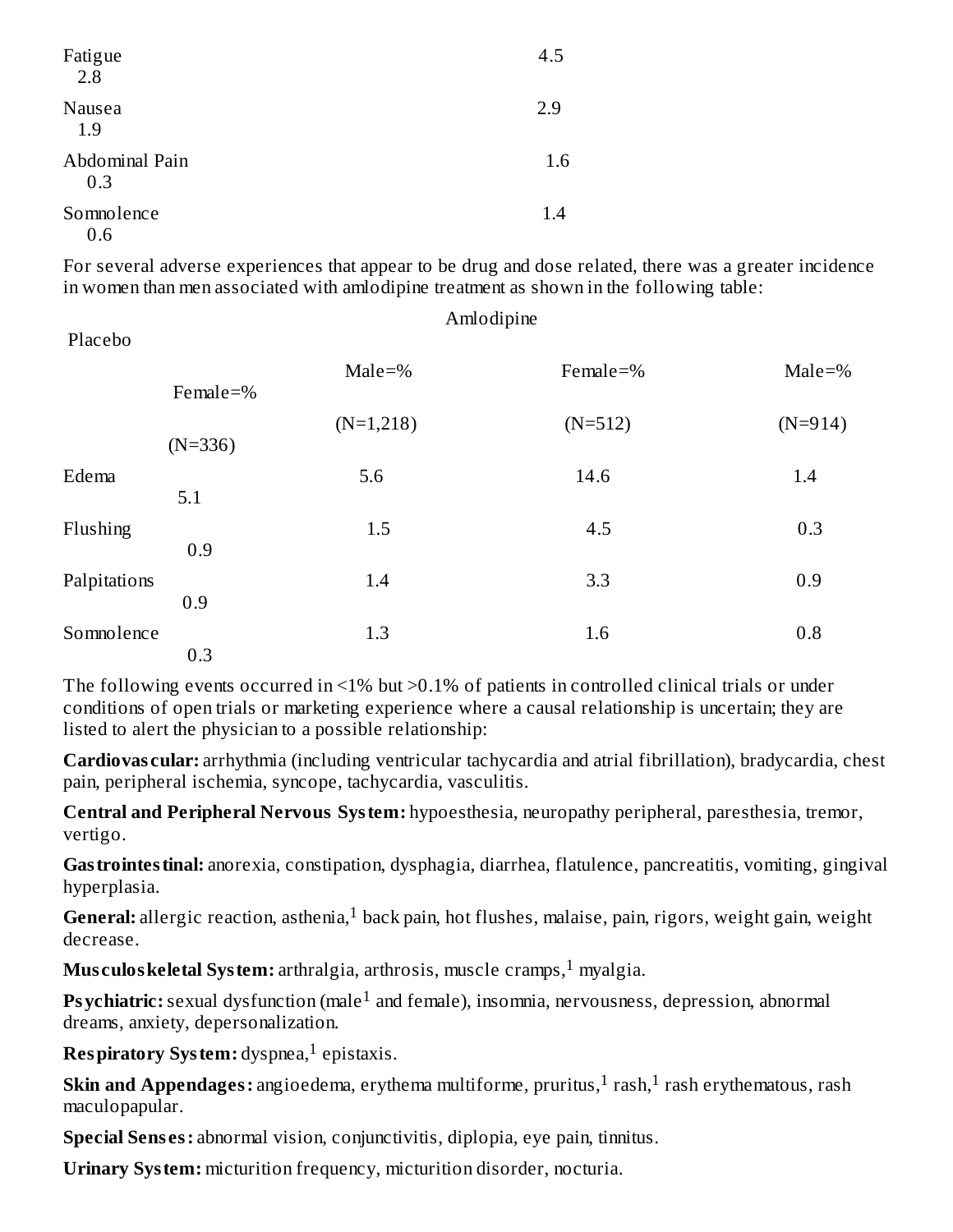| | | |
|---|---|---|
| Fatigue | 4.5 | 2.8 |
| Nausea | 2.9 | 1.9 |
| Abdominal Pain | 1.6 | 0.3 |
| Somnolence | 1.4 | 0.6 |

For several adverse experiences that appear to be drug and dose related, there was a greater incidence in women than men associated with amlodipine treatment as shown in the following table:

| | Amlodipine | | Placebo | |
|---|---|---|---|---|
| | Male=% | Female=% | Male=% | Female=% |
| | (N=1,218) | (N=512) | (N=914) | (N=336) |
| Edema | 5.6 | 14.6 | 1.4 | 5.1 |
| Flushing | 1.5 | 4.5 | 0.3 | 0.9 |
| Palpitations | 1.4 | 3.3 | 0.9 | 0.9 |
| Somnolence | 1.3 | 1.6 | 0.8 | 0.3 |

The following events occurred in <1% but >0.1% of patients in controlled clinical trials or under conditions of open trials or marketing experience where a causal relationship is uncertain; they are listed to alert the physician to a possible relationship:

**Cardiovascular:** arrhythmia (including ventricular tachycardia and atrial fibrillation), bradycardia, chest pain, peripheral ischemia, syncope, tachycardia, vasculitis.

**Central and Peripheral Nervous System:** hypoesthesia, neuropathy peripheral, paresthesia, tremor, vertigo.

**Gastrointestinal:** anorexia, constipation, dysphagia, diarrhea, flatulence, pancreatitis, vomiting, gingival hyperplasia.

**General:** allergic reaction, asthenia,[1] back pain, hot flushes, malaise, pain, rigors, weight gain, weight decrease.

**Musculoskeletal System:** arthralgia, arthrosis, muscle cramps,[1] myalgia.

**Psychiatric:** sexual dysfunction (male[1] and female), insomnia, nervousness, depression, abnormal dreams, anxiety, depersonalization.

**Respiratory System:** dyspnea,[1] epistaxis.

**Skin and Appendages:** angioedema, erythema multiforme, pruritus,[1] rash,[1] rash erythematous, rash maculopapular.

**Special Senses:** abnormal vision, conjunctivitis, diplopia, eye pain, tinnitus.

**Urinary System:** micturition frequency, micturition disorder, nocturia.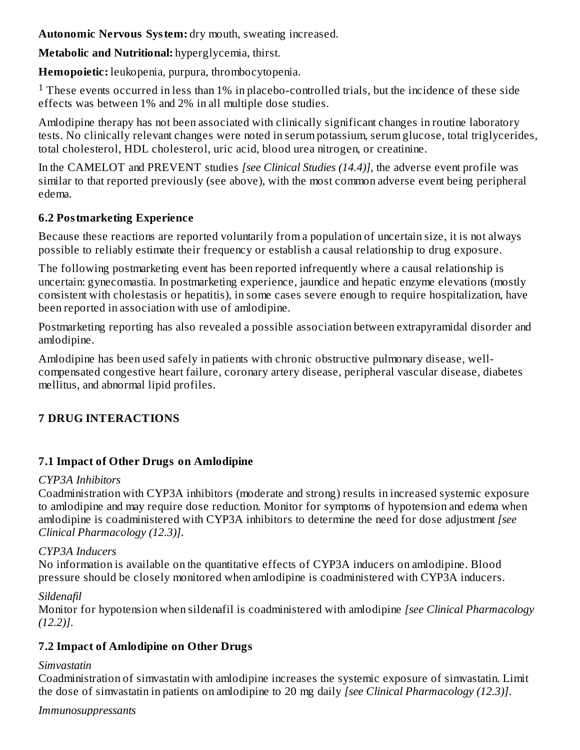**Autonomic Nervous System:** dry mouth, sweating increased.

**Metabolic and Nutritional:** hyperglycemia, thirst.

**Hemopoietic:** leukopenia, purpura, thrombocytopenia.

[1] These events occurred in less than 1% in placebo-controlled trials, but the incidence of these side effects was between 1% and 2% in all multiple dose studies.

Amlodipine therapy has not been associated with clinically significant changes in routine laboratory tests. No clinically relevant changes were noted in serum potassium, serum glucose, total triglycerides, total cholesterol, HDL cholesterol, uric acid, blood urea nitrogen, or creatinine.

In the CAMELOT and PREVENT studies *[see Clinical Studies (14.4)]*, the adverse event profile was similar to that reported previously (see above), with the most common adverse event being peripheral edema.

### 6.2 Postmarketing Experience

Because these reactions are reported voluntarily from a population of uncertain size, it is not always possible to reliably estimate their frequency or establish a causal relationship to drug exposure.

The following postmarketing event has been reported infrequently where a causal relationship is uncertain: gynecomastia. In postmarketing experience, jaundice and hepatic enzyme elevations (mostly consistent with cholestasis or hepatitis), in some cases severe enough to require hospitalization, have been reported in association with use of amlodipine.

Postmarketing reporting has also revealed a possible association between extrapyramidal disorder and amlodipine.

Amlodipine has been used safely in patients with chronic obstructive pulmonary disease, well-compensated congestive heart failure, coronary artery disease, peripheral vascular disease, diabetes mellitus, and abnormal lipid profiles.

## 7 DRUG INTERACTIONS

### 7.1 Impact of Other Drugs on Amlodipine

*CYP3A Inhibitors*

Coadministration with CYP3A inhibitors (moderate and strong) results in increased systemic exposure to amlodipine and may require dose reduction. Monitor for symptoms of hypotension and edema when amlodipine is coadministered with CYP3A inhibitors to determine the need for dose adjustment *[see Clinical Pharmacology (12.3)]*.

*CYP3A Inducers*

No information is available on the quantitative effects of CYP3A inducers on amlodipine. Blood pressure should be closely monitored when amlodipine is coadministered with CYP3A inducers.

*Sildenafil*

Monitor for hypotension when sildenafil is coadministered with amlodipine *[see Clinical Pharmacology (12.2)]*.

### 7.2 Impact of Amlodipine on Other Drugs

*Simvastatin*

Coadministration of simvastatin with amlodipine increases the systemic exposure of simvastatin. Limit the dose of simvastatin in patients on amlodipine to 20 mg daily *[see Clinical Pharmacology (12.3)]*.

*Immunosuppressants*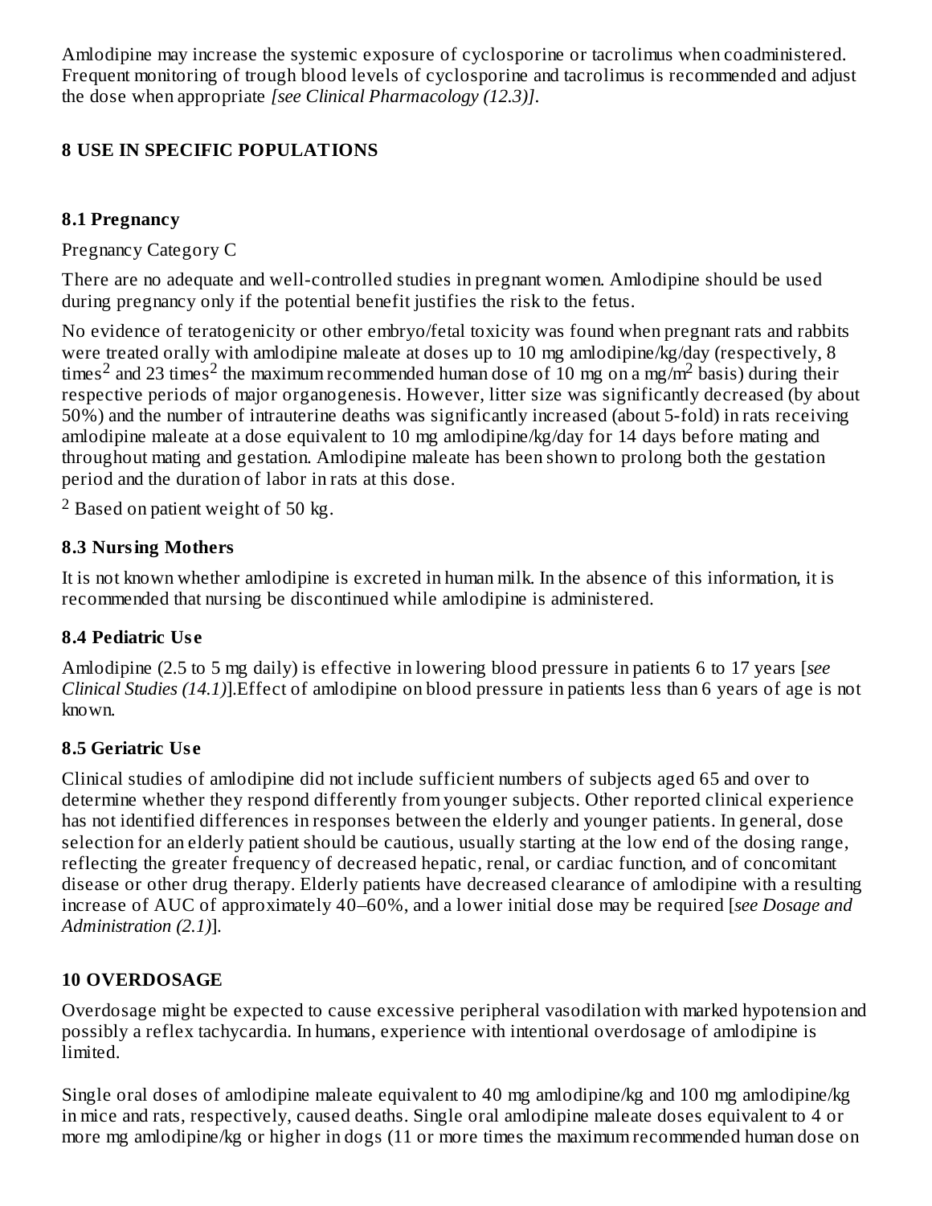Amlodipine may increase the systemic exposure of cyclosporine or tacrolimus when coadministered. Frequent monitoring of trough blood levels of cyclosporine and tacrolimus is recommended and adjust the dose when appropriate *[see Clinical Pharmacology (12.3)]*.

## 8 USE IN SPECIFIC POPULATIONS

### 8.1 Pregnancy

Pregnancy Category C

There are no adequate and well-controlled studies in pregnant women. Amlodipine should be used during pregnancy only if the potential benefit justifies the risk to the fetus.

No evidence of teratogenicity or other embryo/fetal toxicity was found when pregnant rats and rabbits were treated orally with amlodipine maleate at doses up to 10 mg amlodipine/kg/day (respectively, 8 times[2] and 23 times[2] the maximum recommended human dose of 10 mg on a mg/$m^2$ basis) during their respective periods of major organogenesis. However, litter size was significantly decreased (by about 50%) and the number of intrauterine deaths was significantly increased (about 5-fold) in rats receiving amlodipine maleate at a dose equivalent to 10 mg amlodipine/kg/day for 14 days before mating and throughout mating and gestation. Amlodipine maleate has been shown to prolong both the gestation period and the duration of labor in rats at this dose.

[2] Based on patient weight of 50 kg.

### 8.3 Nursing Mothers

It is not known whether amlodipine is excreted in human milk. In the absence of this information, it is recommended that nursing be discontinued while amlodipine is administered.

### 8.4 Pediatric Use

Amlodipine (2.5 to 5 mg daily) is effective in lowering blood pressure in patients 6 to 17 years [*see Clinical Studies (14.1)*].Effect of amlodipine on blood pressure in patients less than 6 years of age is not known.

### 8.5 Geriatric Use

Clinical studies of amlodipine did not include sufficient numbers of subjects aged 65 and over to determine whether they respond differently from younger subjects. Other reported clinical experience has not identified differences in responses between the elderly and younger patients. In general, dose selection for an elderly patient should be cautious, usually starting at the low end of the dosing range, reflecting the greater frequency of decreased hepatic, renal, or cardiac function, and of concomitant disease or other drug therapy. Elderly patients have decreased clearance of amlodipine with a resulting increase of AUC of approximately 40–60%, and a lower initial dose may be required [*see Dosage and Administration (2.1)*].

## 10 OVERDOSAGE

Overdosage might be expected to cause excessive peripheral vasodilation with marked hypotension and possibly a reflex tachycardia. In humans, experience with intentional overdosage of amlodipine is limited.

Single oral doses of amlodipine maleate equivalent to 40 mg amlodipine/kg and 100 mg amlodipine/kg in mice and rats, respectively, caused deaths. Single oral amlodipine maleate doses equivalent to 4 or more mg amlodipine/kg or higher in dogs (11 or more times the maximum recommended human dose on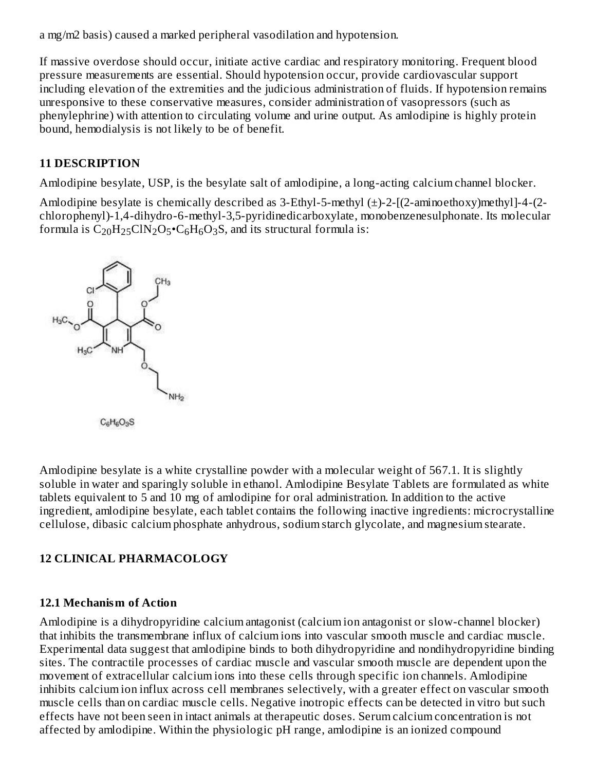a mg/m2 basis) caused a marked peripheral vasodilation and hypotension.

If massive overdose should occur, initiate active cardiac and respiratory monitoring. Frequent blood pressure measurements are essential. Should hypotension occur, provide cardiovascular support including elevation of the extremities and the judicious administration of fluids. If hypotension remains unresponsive to these conservative measures, consider administration of vasopressors (such as phenylephrine) with attention to circulating volume and urine output. As amlodipine is highly protein bound, hemodialysis is not likely to be of benefit.

## 11 DESCRIPTION

Amlodipine besylate, USP, is the besylate salt of amlodipine, a long-acting calcium channel blocker.

Amlodipine besylate is chemically described as 3-Ethyl-5-methyl (±)-2-[(2-aminoethoxy)methyl]-4-(2-chlorophenyl)-1,4-dihydro-6-methyl-3,5-pyridinedicarboxylate, monobenzenesulphonate. Its molecular formula is $C_{20}H_{25}ClN_2O_5 \cdot C_6H_6O_3S$, and its structural formula is:

$C_6H_6O_3S$

Amlodipine besylate is a white crystalline powder with a molecular weight of 567.1. It is slightly soluble in water and sparingly soluble in ethanol. Amlodipine Besylate Tablets are formulated as white tablets equivalent to 5 and 10 mg of amlodipine for oral administration. In addition to the active ingredient, amlodipine besylate, each tablet contains the following inactive ingredients: microcrystalline cellulose, dibasic calcium phosphate anhydrous, sodium starch glycolate, and magnesium stearate.

## 12 CLINICAL PHARMACOLOGY

### 12.1 Mechanism of Action

Amlodipine is a dihydropyridine calcium antagonist (calcium ion antagonist or slow-channel blocker) that inhibits the transmembrane influx of calcium ions into vascular smooth muscle and cardiac muscle. Experimental data suggest that amlodipine binds to both dihydropyridine and nondihydropyridine binding sites. The contractile processes of cardiac muscle and vascular smooth muscle are dependent upon the movement of extracellular calcium ions into these cells through specific ion channels. Amlodipine inhibits calcium ion influx across cell membranes selectively, with a greater effect on vascular smooth muscle cells than on cardiac muscle cells. Negative inotropic effects can be detected in vitro but such effects have not been seen in intact animals at therapeutic doses. Serum calcium concentration is not affected by amlodipine. Within the physiologic pH range, amlodipine is an ionized compound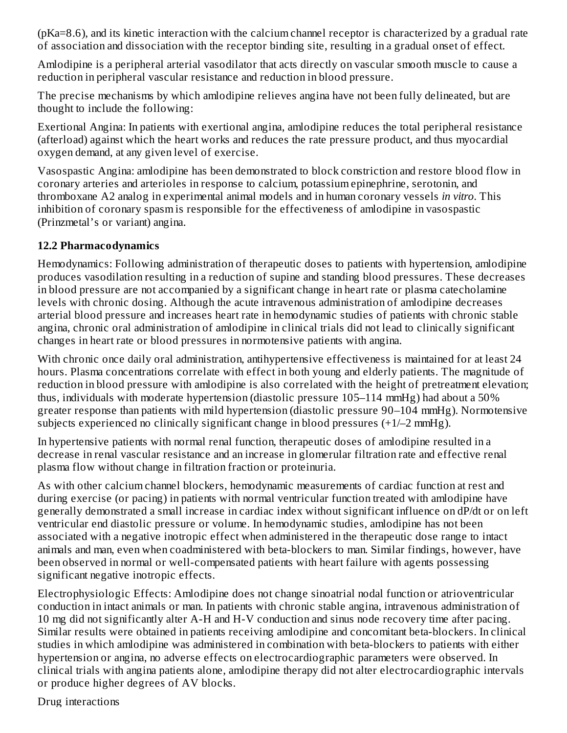(pKa=8.6), and its kinetic interaction with the calcium channel receptor is characterized by a gradual rate of association and dissociation with the receptor binding site, resulting in a gradual onset of effect.

Amlodipine is a peripheral arterial vasodilator that acts directly on vascular smooth muscle to cause a reduction in peripheral vascular resistance and reduction in blood pressure.

The precise mechanisms by which amlodipine relieves angina have not been fully delineated, but are thought to include the following:

Exertional Angina: In patients with exertional angina, amlodipine reduces the total peripheral resistance (afterload) against which the heart works and reduces the rate pressure product, and thus myocardial oxygen demand, at any given level of exercise.

Vasospastic Angina: amlodipine has been demonstrated to block constriction and restore blood flow in coronary arteries and arterioles in response to calcium, potassium epinephrine, serotonin, and thromboxane A2 analog in experimental animal models and in human coronary vessels *in vitro*. This inhibition of coronary spasm is responsible for the effectiveness of amlodipine in vasospastic (Prinzmetal's or variant) angina.

### 12.2 Pharmacodynamics

Hemodynamics: Following administration of therapeutic doses to patients with hypertension, amlodipine produces vasodilation resulting in a reduction of supine and standing blood pressures. These decreases in blood pressure are not accompanied by a significant change in heart rate or plasma catecholamine levels with chronic dosing. Although the acute intravenous administration of amlodipine decreases arterial blood pressure and increases heart rate in hemodynamic studies of patients with chronic stable angina, chronic oral administration of amlodipine in clinical trials did not lead to clinically significant changes in heart rate or blood pressures in normotensive patients with angina.

With chronic once daily oral administration, antihypertensive effectiveness is maintained for at least 24 hours. Plasma concentrations correlate with effect in both young and elderly patients. The magnitude of reduction in blood pressure with amlodipine is also correlated with the height of pretreatment elevation; thus, individuals with moderate hypertension (diastolic pressure 105–114 mmHg) had about a 50% greater response than patients with mild hypertension (diastolic pressure 90–104 mmHg). Normotensive subjects experienced no clinically significant change in blood pressures (+1/–2 mmHg).

In hypertensive patients with normal renal function, therapeutic doses of amlodipine resulted in a decrease in renal vascular resistance and an increase in glomerular filtration rate and effective renal plasma flow without change in filtration fraction or proteinuria.

As with other calcium channel blockers, hemodynamic measurements of cardiac function at rest and during exercise (or pacing) in patients with normal ventricular function treated with amlodipine have generally demonstrated a small increase in cardiac index without significant influence on dP/dt or on left ventricular end diastolic pressure or volume. In hemodynamic studies, amlodipine has not been associated with a negative inotropic effect when administered in the therapeutic dose range to intact animals and man, even when coadministered with beta-blockers to man. Similar findings, however, have been observed in normal or well-compensated patients with heart failure with agents possessing significant negative inotropic effects.

Electrophysiologic Effects: Amlodipine does not change sinoatrial nodal function or atrioventricular conduction in intact animals or man. In patients with chronic stable angina, intravenous administration of 10 mg did not significantly alter A-H and H-V conduction and sinus node recovery time after pacing. Similar results were obtained in patients receiving amlodipine and concomitant beta-blockers. In clinical studies in which amlodipine was administered in combination with beta-blockers to patients with either hypertension or angina, no adverse effects on electrocardiographic parameters were observed. In clinical trials with angina patients alone, amlodipine therapy did not alter electrocardiographic intervals or produce higher degrees of AV blocks.

Drug interactions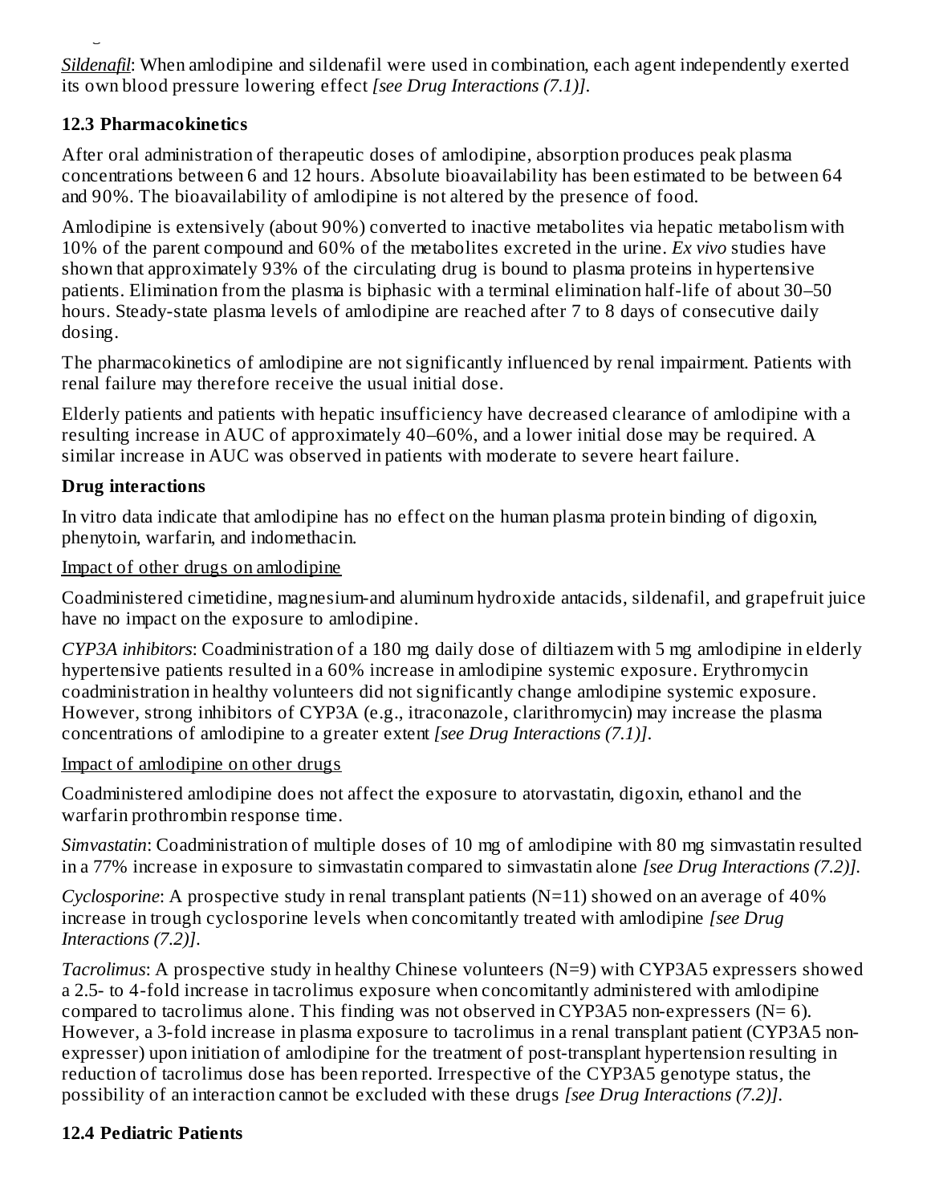*Sildenafil*: When amlodipine and sildenafil were used in combination, each agent independently exerted its own blood pressure lowering effect *[see Drug Interactions (7.1)]*.

### 12.3 Pharmacokinetics

After oral administration of therapeutic doses of amlodipine, absorption produces peak plasma concentrations between 6 and 12 hours. Absolute bioavailability has been estimated to be between 64 and 90%. The bioavailability of amlodipine is not altered by the presence of food.

Amlodipine is extensively (about 90%) converted to inactive metabolites via hepatic metabolism with 10% of the parent compound and 60% of the metabolites excreted in the urine. *Ex vivo* studies have shown that approximately 93% of the circulating drug is bound to plasma proteins in hypertensive patients. Elimination from the plasma is biphasic with a terminal elimination half-life of about 30–50 hours. Steady-state plasma levels of amlodipine are reached after 7 to 8 days of consecutive daily dosing.

The pharmacokinetics of amlodipine are not significantly influenced by renal impairment. Patients with renal failure may therefore receive the usual initial dose.

Elderly patients and patients with hepatic insufficiency have decreased clearance of amlodipine with a resulting increase in AUC of approximately 40–60%, and a lower initial dose may be required. A similar increase in AUC was observed in patients with moderate to severe heart failure.

**Drug interactions**

In vitro data indicate that amlodipine has no effect on the human plasma protein binding of digoxin, phenytoin, warfarin, and indomethacin.

Impact of other drugs on amlodipine

Coadministered cimetidine, magnesium-and aluminum hydroxide antacids, sildenafil, and grapefruit juice have no impact on the exposure to amlodipine.

*CYP3A inhibitors*: Coadministration of a 180 mg daily dose of diltiazem with 5 mg amlodipine in elderly hypertensive patients resulted in a 60% increase in amlodipine systemic exposure. Erythromycin coadministration in healthy volunteers did not significantly change amlodipine systemic exposure. However, strong inhibitors of CYP3A (e.g., itraconazole, clarithromycin) may increase the plasma concentrations of amlodipine to a greater extent *[see Drug Interactions (7.1)]*.

Impact of amlodipine on other drugs

Coadministered amlodipine does not affect the exposure to atorvastatin, digoxin, ethanol and the warfarin prothrombin response time.

*Simvastatin*: Coadministration of multiple doses of 10 mg of amlodipine with 80 mg simvastatin resulted in a 77% increase in exposure to simvastatin compared to simvastatin alone *[see Drug Interactions (7.2)]*.

*Cyclosporine*: A prospective study in renal transplant patients (N=11) showed on an average of 40% increase in trough cyclosporine levels when concomitantly treated with amlodipine *[see Drug Interactions (7.2)]*.

*Tacrolimus*: A prospective study in healthy Chinese volunteers (N=9) with CYP3A5 expressers showed a 2.5- to 4-fold increase in tacrolimus exposure when concomitantly administered with amlodipine compared to tacrolimus alone. This finding was not observed in CYP3A5 non-expressers (N= 6). However, a 3-fold increase in plasma exposure to tacrolimus in a renal transplant patient (CYP3A5 non-expresser) upon initiation of amlodipine for the treatment of post-transplant hypertension resulting in reduction of tacrolimus dose has been reported. Irrespective of the CYP3A5 genotype status, the possibility of an interaction cannot be excluded with these drugs *[see Drug Interactions (7.2)]*.

### 12.4 Pediatric Patients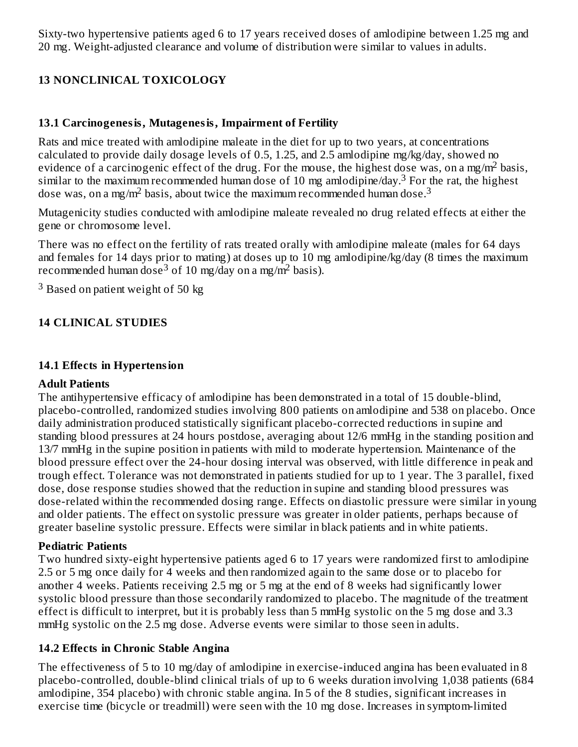Sixty-two hypertensive patients aged 6 to 17 years received doses of amlodipine between 1.25 mg and 20 mg. Weight-adjusted clearance and volume of distribution were similar to values in adults.

## 13 NONCLINICAL TOXICOLOGY

### 13.1 Carcinogenesis, Mutagenesis, Impairment of Fertility

Rats and mice treated with amlodipine maleate in the diet for up to two years, at concentrations calculated to provide daily dosage levels of 0.5, 1.25, and 2.5 amlodipine mg/kg/day, showed no evidence of a carcinogenic effect of the drug. For the mouse, the highest dose was, on a mg/$m^2$ basis, similar to the maximum recommended human dose of 10 mg amlodipine/day.[3] For the rat, the highest dose was, on a mg/$m^2$ basis, about twice the maximum recommended human dose.[3]

Mutagenicity studies conducted with amlodipine maleate revealed no drug related effects at either the gene or chromosome level.

There was no effect on the fertility of rats treated orally with amlodipine maleate (males for 64 days and females for 14 days prior to mating) at doses up to 10 mg amlodipine/kg/day (8 times the maximum recommended human dose[3] of 10 mg/day on a mg/$m^2$ basis).

[3] Based on patient weight of 50 kg

## 14 CLINICAL STUDIES

### 14.1 Effects in Hypertension

**Adult Patients**

The antihypertensive efficacy of amlodipine has been demonstrated in a total of 15 double-blind, placebo-controlled, randomized studies involving 800 patients on amlodipine and 538 on placebo. Once daily administration produced statistically significant placebo-corrected reductions in supine and standing blood pressures at 24 hours postdose, averaging about 12/6 mmHg in the standing position and 13/7 mmHg in the supine position in patients with mild to moderate hypertension. Maintenance of the blood pressure effect over the 24-hour dosing interval was observed, with little difference in peak and trough effect. Tolerance was not demonstrated in patients studied for up to 1 year. The 3 parallel, fixed dose, dose response studies showed that the reduction in supine and standing blood pressures was dose-related within the recommended dosing range. Effects on diastolic pressure were similar in young and older patients. The effect on systolic pressure was greater in older patients, perhaps because of greater baseline systolic pressure. Effects were similar in black patients and in white patients.

**Pediatric Patients**

Two hundred sixty-eight hypertensive patients aged 6 to 17 years were randomized first to amlodipine 2.5 or 5 mg once daily for 4 weeks and then randomized again to the same dose or to placebo for another 4 weeks. Patients receiving 2.5 mg or 5 mg at the end of 8 weeks had significantly lower systolic blood pressure than those secondarily randomized to placebo. The magnitude of the treatment effect is difficult to interpret, but it is probably less than 5 mmHg systolic on the 5 mg dose and 3.3 mmHg systolic on the 2.5 mg dose. Adverse events were similar to those seen in adults.

### 14.2 Effects in Chronic Stable Angina

The effectiveness of 5 to 10 mg/day of amlodipine in exercise-induced angina has been evaluated in 8 placebo-controlled, double-blind clinical trials of up to 6 weeks duration involving 1,038 patients (684 amlodipine, 354 placebo) with chronic stable angina. In 5 of the 8 studies, significant increases in exercise time (bicycle or treadmill) were seen with the 10 mg dose. Increases in symptom-limited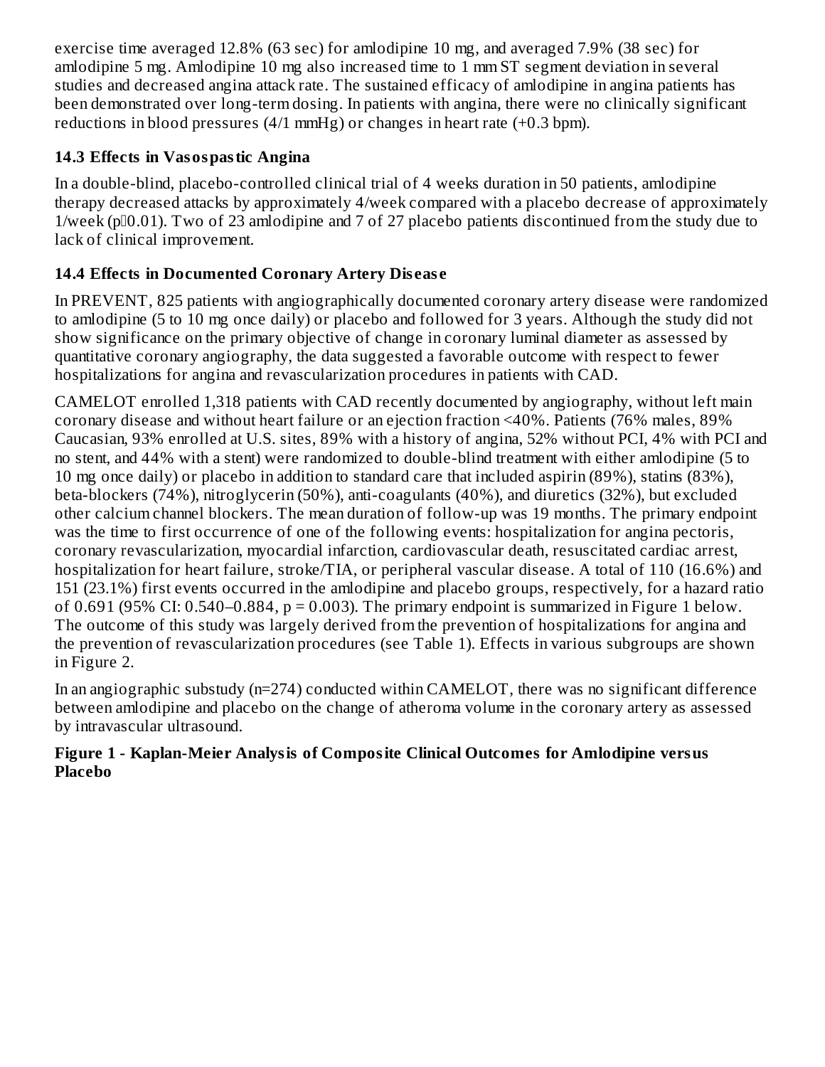exercise time averaged 12.8% (63 sec) for amlodipine 10 mg, and averaged 7.9% (38 sec) for amlodipine 5 mg. Amlodipine 10 mg also increased time to 1 mm ST segment deviation in several studies and decreased angina attack rate. The sustained efficacy of amlodipine in angina patients has been demonstrated over long-term dosing. In patients with angina, there were no clinically significant reductions in blood pressures (4/1 mmHg) or changes in heart rate (+0.3 bpm).

### 14.3 Effects in Vasospastic Angina

In a double-blind, placebo-controlled clinical trial of 4 weeks duration in 50 patients, amlodipine therapy decreased attacks by approximately 4/week compared with a placebo decrease of approximately 1/week ($p \leq 0.01$). Two of 23 amlodipine and 7 of 27 placebo patients discontinued from the study due to lack of clinical improvement.

### 14.4 Effects in Documented Coronary Artery Disease

In PREVENT, 825 patients with angiographically documented coronary artery disease were randomized to amlodipine (5 to 10 mg once daily) or placebo and followed for 3 years. Although the study did not show significance on the primary objective of change in coronary luminal diameter as assessed by quantitative coronary angiography, the data suggested a favorable outcome with respect to fewer hospitalizations for angina and revascularization procedures in patients with CAD.

CAMELOT enrolled 1,318 patients with CAD recently documented by angiography, without left main coronary disease and without heart failure or an ejection fraction <40%. Patients (76% males, 89% Caucasian, 93% enrolled at U.S. sites, 89% with a history of angina, 52% without PCI, 4% with PCI and no stent, and 44% with a stent) were randomized to double-blind treatment with either amlodipine (5 to 10 mg once daily) or placebo in addition to standard care that included aspirin (89%), statins (83%), beta-blockers (74%), nitroglycerin (50%), anti-coagulants (40%), and diuretics (32%), but excluded other calcium channel blockers. The mean duration of follow-up was 19 months. The primary endpoint was the time to first occurrence of one of the following events: hospitalization for angina pectoris, coronary revascularization, myocardial infarction, cardiovascular death, resuscitated cardiac arrest, hospitalization for heart failure, stroke/TIA, or peripheral vascular disease. A total of 110 (16.6%) and 151 (23.1%) first events occurred in the amlodipine and placebo groups, respectively, for a hazard ratio of 0.691 (95% CI: 0.540–0.884, $p = 0.003$). The primary endpoint is summarized in Figure 1 below. The outcome of this study was largely derived from the prevention of hospitalizations for angina and the prevention of revascularization procedures (see Table 1). Effects in various subgroups are shown in Figure 2.

In an angiographic substudy (n=274) conducted within CAMELOT, there was no significant difference between amlodipine and placebo on the change of atheroma volume in the coronary artery as assessed by intravascular ultrasound.

**Figure 1 - Kaplan-Meier Analysis of Composite Clinical Outcomes for Amlodipine versus Placebo**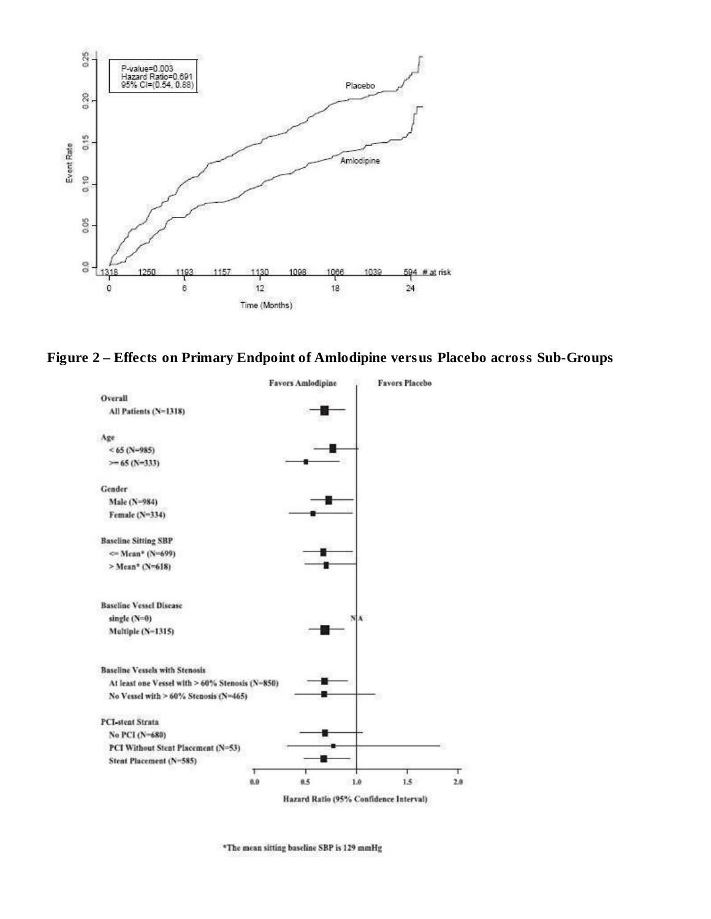P-value=0.003
Hazard Ratio=0.691
95% CI=(0.54, 0.88)

Placebo

Amlodipine

Event Rate

| Time (Months) | 0 | | 6 | | 12 | | 18 | | 24 |
|---|---|---|---|---|---|---|---|---|---|
| # at risk | 1318 | 1250 | 1193 | 1157 | 1130 | 1098 | 1066 | 1039 | 594 |

**Figure 2 – Effects on Primary Endpoint of Amlodipine versus Placebo across Sub-Groups**

Favors Amlodipine | Favors Placebo

**Overall**
All Patients (N=1318)

**Age**
< 65 (N=985)
>= 65 (N=333)

**Gender**
Male (N=984)
Female (N=334)

**Baseline Sitting SBP**
<= Mean* (N=699)
> Mean* (N=618)

**Baseline Vessel Disease**
single (N=0) — NA
Multiple (N=1315)

**Baseline Vessels with Stenosis**
At least one Vessel with > 60% Stenosis (N=850)
No Vessel with > 60% Stenosis (N=465)

**PCI-stent Strata**
No PCI (N=680)
PCI Without Stent Placement (N=53)
Stent Placement (N=585)

Hazard Ratio (95% Confidence Interval): 0.0, 0.5, 1.0, 1.5, 2.0

*The mean sitting baseline SBP is 129 mmHg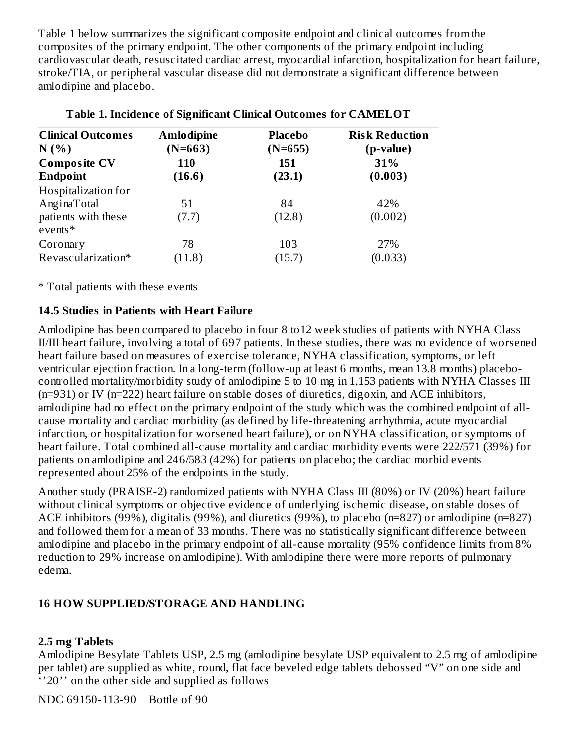Table 1 below summarizes the significant composite endpoint and clinical outcomes from the composites of the primary endpoint. The other components of the primary endpoint including cardiovascular death, resuscitated cardiac arrest, myocardial infarction, hospitalization for heart failure, stroke/TIA, or peripheral vascular disease did not demonstrate a significant difference between amlodipine and placebo.

**Table 1. Incidence of Significant Clinical Outcomes for CAMELOT**

| **Clinical Outcomes N (%)** | **Amlodipine (N=663)** | **Placebo (N=655)** | **Risk Reduction (p-value)** |
|---|---|---|---|
| **Composite CV Endpoint** | **110 (16.6)** | **151 (23.1)** | **31% (0.003)** |
| Hospitalization for AnginaTotal patients with these events* | 51 (7.7) | 84 (12.8) | 42% (0.002) |
| Coronary Revascularization* | 78 (11.8) | 103 (15.7) | 27% (0.033) |

* Total patients with these events

### 14.5 Studies in Patients with Heart Failure

Amlodipine has been compared to placebo in four 8 to12 week studies of patients with NYHA Class II/III heart failure, involving a total of 697 patients. In these studies, there was no evidence of worsened heart failure based on measures of exercise tolerance, NYHA classification, symptoms, or left ventricular ejection fraction. In a long-term (follow-up at least 6 months, mean 13.8 months) placebo-controlled mortality/morbidity study of amlodipine 5 to 10 mg in 1,153 patients with NYHA Classes III (n=931) or IV (n=222) heart failure on stable doses of diuretics, digoxin, and ACE inhibitors, amlodipine had no effect on the primary endpoint of the study which was the combined endpoint of all-cause mortality and cardiac morbidity (as defined by life-threatening arrhythmia, acute myocardial infarction, or hospitalization for worsened heart failure), or on NYHA classification, or symptoms of heart failure. Total combined all-cause mortality and cardiac morbidity events were 222/571 (39%) for patients on amlodipine and 246/583 (42%) for patients on placebo; the cardiac morbid events represented about 25% of the endpoints in the study.

Another study (PRAISE-2) randomized patients with NYHA Class III (80%) or IV (20%) heart failure without clinical symptoms or objective evidence of underlying ischemic disease, on stable doses of ACE inhibitors (99%), digitalis (99%), and diuretics (99%), to placebo (n=827) or amlodipine (n=827) and followed them for a mean of 33 months. There was no statistically significant difference between amlodipine and placebo in the primary endpoint of all-cause mortality (95% confidence limits from 8% reduction to 29% increase on amlodipine). With amlodipine there were more reports of pulmonary edema.

## 16 HOW SUPPLIED/STORAGE AND HANDLING

**2.5 mg Tablets**

Amlodipine Besylate Tablets USP, 2.5 mg (amlodipine besylate USP equivalent to 2.5 mg of amlodipine per tablet) are supplied as white, round, flat face beveled edge tablets debossed "V" on one side and ''20'' on the other side and supplied as follows

NDC 69150-113-90 Bottle of 90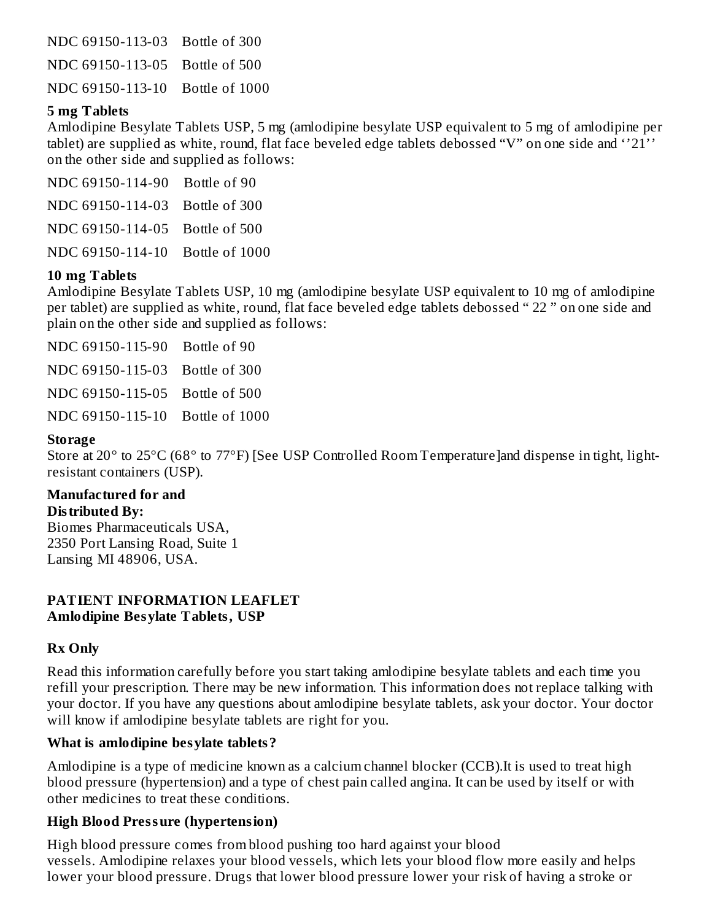NDC 69150-113-03 Bottle of 300

NDC 69150-113-05 Bottle of 500

NDC 69150-113-10 Bottle of 1000

**5 mg Tablets**

Amlodipine Besylate Tablets USP, 5 mg (amlodipine besylate USP equivalent to 5 mg of amlodipine per tablet) are supplied as white, round, flat face beveled edge tablets debossed "V" on one side and ''21'' on the other side and supplied as follows:

NDC 69150-114-90 Bottle of 90

NDC 69150-114-03 Bottle of 300

NDC 69150-114-05 Bottle of 500

NDC 69150-114-10 Bottle of 1000

**10 mg Tablets**

Amlodipine Besylate Tablets USP, 10 mg (amlodipine besylate USP equivalent to 10 mg of amlodipine per tablet) are supplied as white, round, flat face beveled edge tablets debossed " 22 " on one side and plain on the other side and supplied as follows:

NDC 69150-115-90 Bottle of 90

NDC 69150-115-03 Bottle of 300

NDC 69150-115-05 Bottle of 500

NDC 69150-115-10 Bottle of 1000

**Storage**

Store at 20° to 25°C (68° to 77°F) [See USP Controlled Room Temperature]and dispense in tight, light-resistant containers (USP).

**Manufactured for and**
**Distributed By:**
Biomes Pharmaceuticals USA,
2350 Port Lansing Road, Suite 1
Lansing MI 48906, USA.

**PATIENT INFORMATION LEAFLET**
**Amlodipine Besylate Tablets, USP**

**Rx Only**

Read this information carefully before you start taking amlodipine besylate tablets and each time you refill your prescription. There may be new information. This information does not replace talking with your doctor. If you have any questions about amlodipine besylate tablets, ask your doctor. Your doctor will know if amlodipine besylate tablets are right for you.

**What is amlodipine besylate tablets?**

Amlodipine is a type of medicine known as a calcium channel blocker (CCB).It is used to treat high blood pressure (hypertension) and a type of chest pain called angina. It can be used by itself or with other medicines to treat these conditions.

**High Blood Pressure (hypertension)**

High blood pressure comes from blood pushing too hard against your blood vessels. Amlodipine relaxes your blood vessels, which lets your blood flow more easily and helps lower your blood pressure. Drugs that lower blood pressure lower your risk of having a stroke or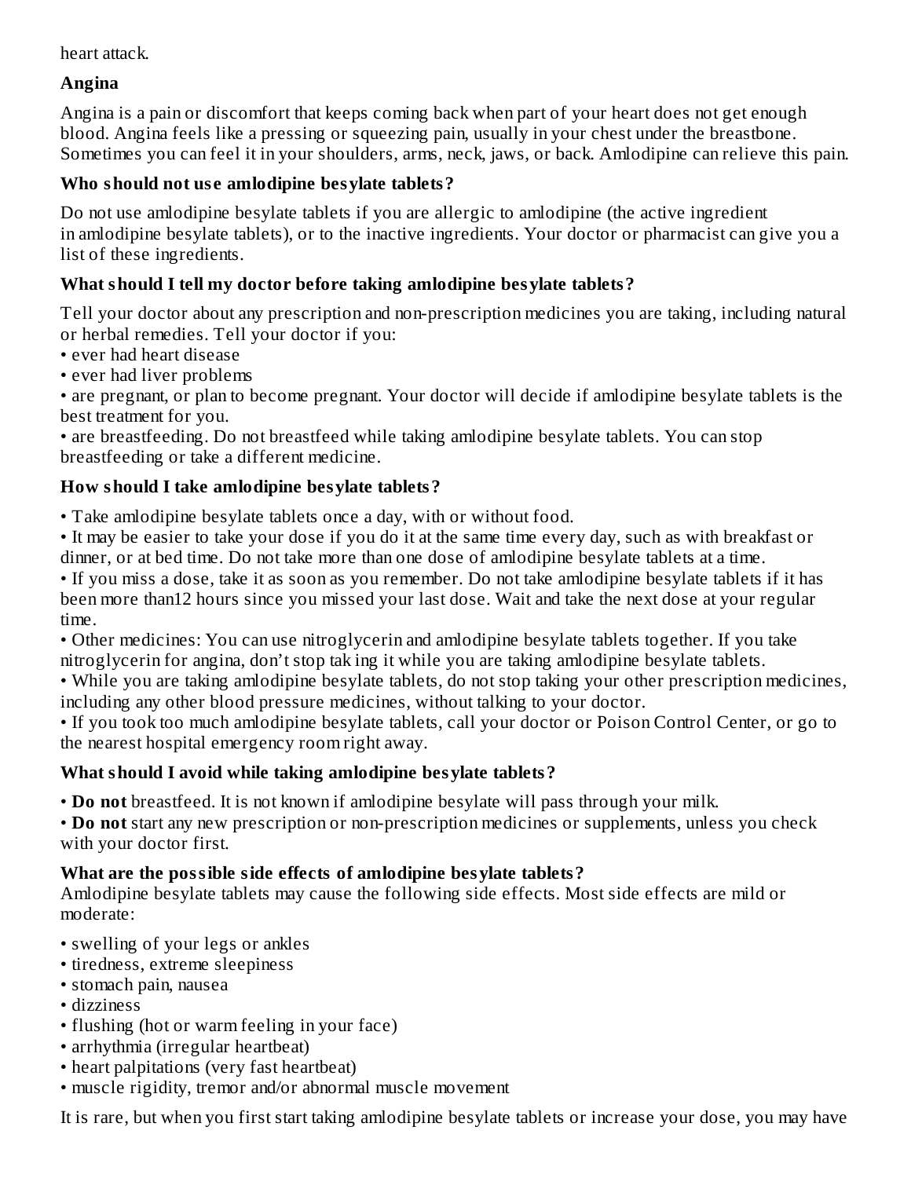heart attack.

### Angina

Angina is a pain or discomfort that keeps coming back when part of your heart does not get enough blood. Angina feels like a pressing or squeezing pain, usually in your chest under the breastbone. Sometimes you can feel it in your shoulders, arms, neck, jaws, or back. Amlodipine can relieve this pain.

### Who should not use amlodipine besylate tablets?

Do not use amlodipine besylate tablets if you are allergic to amlodipine (the active ingredient in amlodipine besylate tablets), or to the inactive ingredients. Your doctor or pharmacist can give you a list of these ingredients.

### What should I tell my doctor before taking amlodipine besylate tablets?

Tell your doctor about any prescription and non-prescription medicines you are taking, including natural or herbal remedies. Tell your doctor if you:

- ever had heart disease
- ever had liver problems
- are pregnant, or plan to become pregnant. Your doctor will decide if amlodipine besylate tablets is the best treatment for you.
- are breastfeeding. Do not breastfeed while taking amlodipine besylate tablets. You can stop breastfeeding or take a different medicine.

### How should I take amlodipine besylate tablets?

- Take amlodipine besylate tablets once a day, with or without food.
- It may be easier to take your dose if you do it at the same time every day, such as with breakfast or dinner, or at bed time. Do not take more than one dose of amlodipine besylate tablets at a time.
- If you miss a dose, take it as soon as you remember. Do not take amlodipine besylate tablets if it has been more than12 hours since you missed your last dose. Wait and take the next dose at your regular time.
- Other medicines: You can use nitroglycerin and amlodipine besylate tablets together. If you take nitroglycerin for angina, don't stop tak ing it while you are taking amlodipine besylate tablets.
- While you are taking amlodipine besylate tablets, do not stop taking your other prescription medicines, including any other blood pressure medicines, without talking to your doctor.
- If you took too much amlodipine besylate tablets, call your doctor or Poison Control Center, or go to the nearest hospital emergency room right away.

### What should I avoid while taking amlodipine besylate tablets?

- **Do not** breastfeed. It is not known if amlodipine besylate will pass through your milk.
- **Do not** start any new prescription or non-prescription medicines or supplements, unless you check with your doctor first.

### What are the possible side effects of amlodipine besylate tablets?

Amlodipine besylate tablets may cause the following side effects. Most side effects are mild or moderate:

- swelling of your legs or ankles
- tiredness, extreme sleepiness
- stomach pain, nausea
- dizziness
- flushing (hot or warm feeling in your face)
- arrhythmia (irregular heartbeat)
- heart palpitations (very fast heartbeat)
- muscle rigidity, tremor and/or abnormal muscle movement

It is rare, but when you first start taking amlodipine besylate tablets or increase your dose, you may have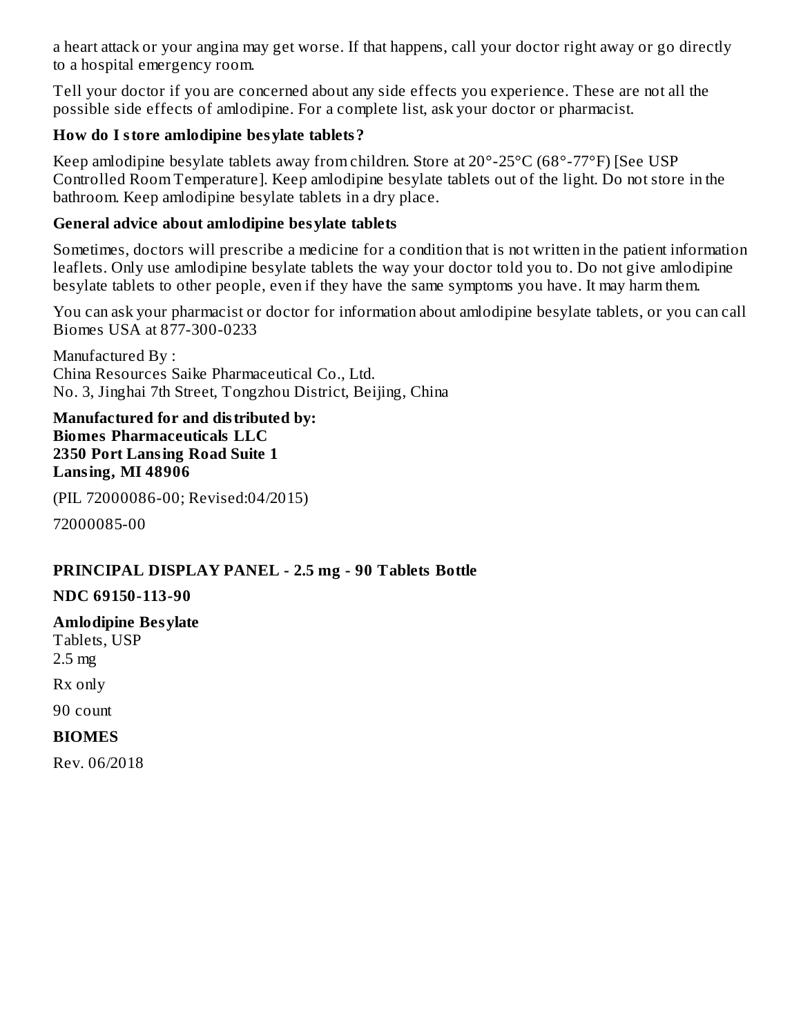a heart attack or your angina may get worse. If that happens, call your doctor right away or go directly to a hospital emergency room.

Tell your doctor if you are concerned about any side effects you experience. These are not all the possible side effects of amlodipine. For a complete list, ask your doctor or pharmacist.

**How do I store amlodipine besylate tablets?**

Keep amlodipine besylate tablets away from children. Store at 20°-25°C (68°-77°F) [See USP Controlled Room Temperature]. Keep amlodipine besylate tablets out of the light. Do not store in the bathroom. Keep amlodipine besylate tablets in a dry place.

**General advice about amlodipine besylate tablets**

Sometimes, doctors will prescribe a medicine for a condition that is not written in the patient information leaflets. Only use amlodipine besylate tablets the way your doctor told you to. Do not give amlodipine besylate tablets to other people, even if they have the same symptoms you have. It may harm them.

You can ask your pharmacist or doctor for information about amlodipine besylate tablets, or you can call Biomes USA at 877-300-0233

Manufactured By :
China Resources Saike Pharmaceutical Co., Ltd.
No. 3, Jinghai 7th Street, Tongzhou District, Beijing, China

**Manufactured for and distributed by:**
**Biomes Pharmaceuticals LLC**
**2350 Port Lansing Road Suite 1**
**Lansing, MI 48906**

(PIL 72000086-00; Revised:04/2015)

72000085-00

**PRINCIPAL DISPLAY PANEL - 2.5 mg - 90 Tablets Bottle**

**NDC 69150-113-90**

**Amlodipine Besylate**
Tablets, USP
2.5 mg

Rx only

90 count

**BIOMES**

Rev. 06/2018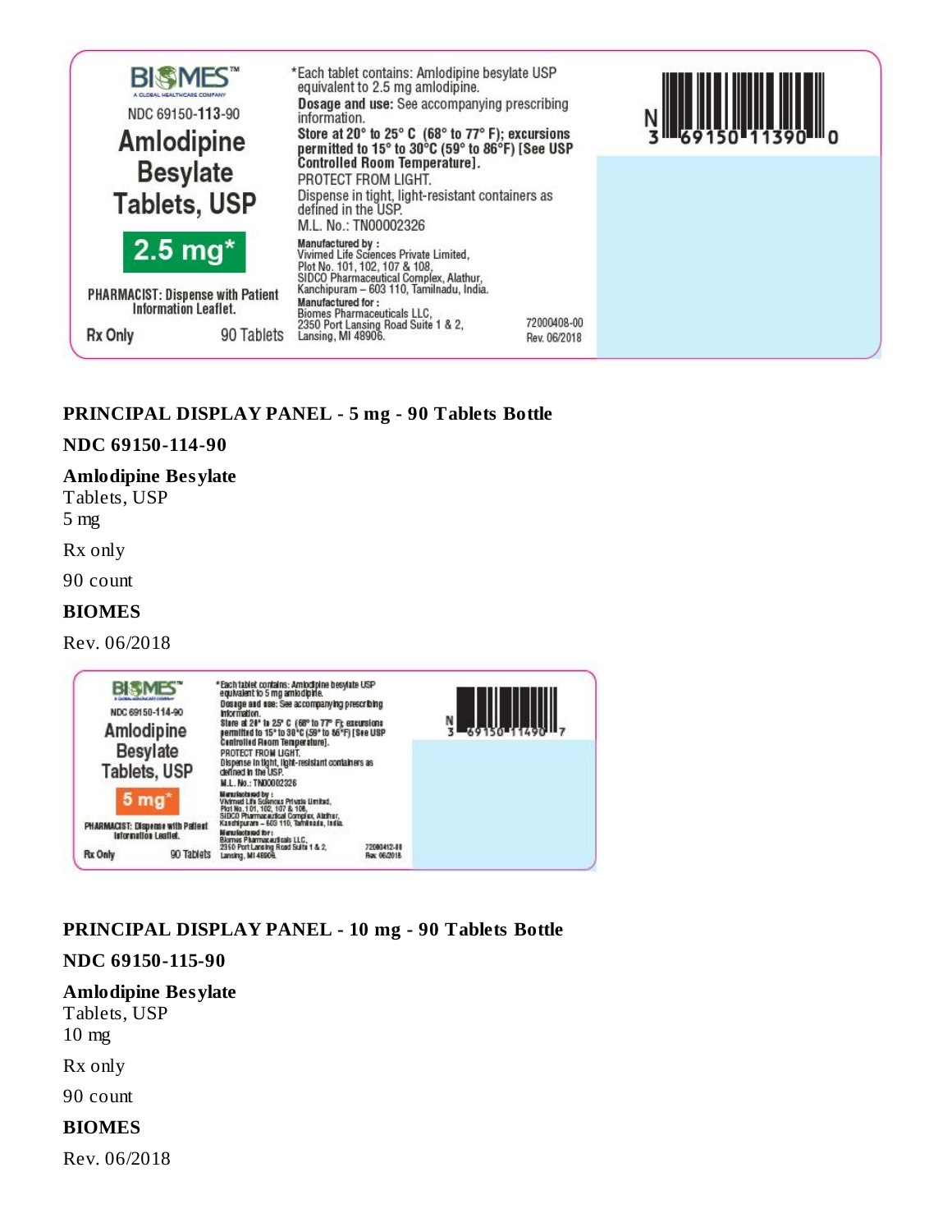BIOMES™
A GLOBAL HEALTHCARE COMPANY

NDC 69150-**113**-90

**Amlodipine Besylate Tablets, USP**

**2.5 mg***

PHARMACIST: Dispense with Patient Information Leaflet.

Rx Only

90 Tablets

*Each tablet contains: Amlodipine besylate USP equivalent to 2.5 mg amlodipine.

**Dosage and use:** See accompanying prescribing information.

**Store at 20° to 25° C (68° to 77° F); excursions permitted to 15° to 30°C (59° to 86°F) [See USP Controlled Room Temperature].**

PROTECT FROM LIGHT.

Dispense in tight, light-resistant containers as defined in the USP.

M.L. No.: TN00002326

**Manufactured by :**
Vivimed Life Sciences Private Limited,
Plot No. 101, 102, 107 & 108,
SIDCO Pharmaceutical Complex, Alathur,
Kanchipuram – 603 110, Tamilnadu, India.

**Manufactured for :**
Biomes Pharmaceuticals LLC,
2350 Port Lansing Road Suite 1 & 2,
Lansing, MI 48906.

72000408-00
Rev. 06/2018

N 3 69150 11390 0

**PRINCIPAL DISPLAY PANEL - 5 mg - 90 Tablets Bottle**

**NDC 69150-114-90**

**Amlodipine Besylate**
Tablets, USP
5 mg

Rx only

90 count

**BIOMES**

Rev. 06/2018

BIOMES™
A GLOBAL HEALTHCARE COMPANY

NDC 69150-114-90

**Amlodipine Besylate Tablets, USP**

**5 mg***

PHARMACIST: Dispense with Patient Information Leaflet.

Rx Only

90 Tablets

*Each tablet contains: Amlodipine besylate USP equivalent to 5 mg amlodipine.

**Dosage and use:** See accompanying prescribing information.

**Store at 20° to 25° C (68° to 77° F); excursions permitted to 15° to 30°C (59° to 86°F) [See USP Controlled Room Temperature].**

PROTECT FROM LIGHT.

Dispense in tight, light-resistant containers as defined in the USP.

M.L. No.: TN00002326

**Manufactured by :**
Vivimed Life Sciences Private Limited,
Plot No. 101, 102, 107 & 108,
SIDCO Pharmaceutical Complex, Alathur,
Kanchipuram – 603 110, Tamilnadu, India.

**Manufactured for :**
Biomes Pharmaceuticals LLC,
2350 Port Lansing Road Suite 1 & 2,
Lansing, MI 48906.

72000412-00
Rev. 06/2018

N 3 69150 11490 7

**PRINCIPAL DISPLAY PANEL - 10 mg - 90 Tablets Bottle**

**NDC 69150-115-90**

**Amlodipine Besylate**
Tablets, USP
10 mg

Rx only

90 count

**BIOMES**

Rev. 06/2018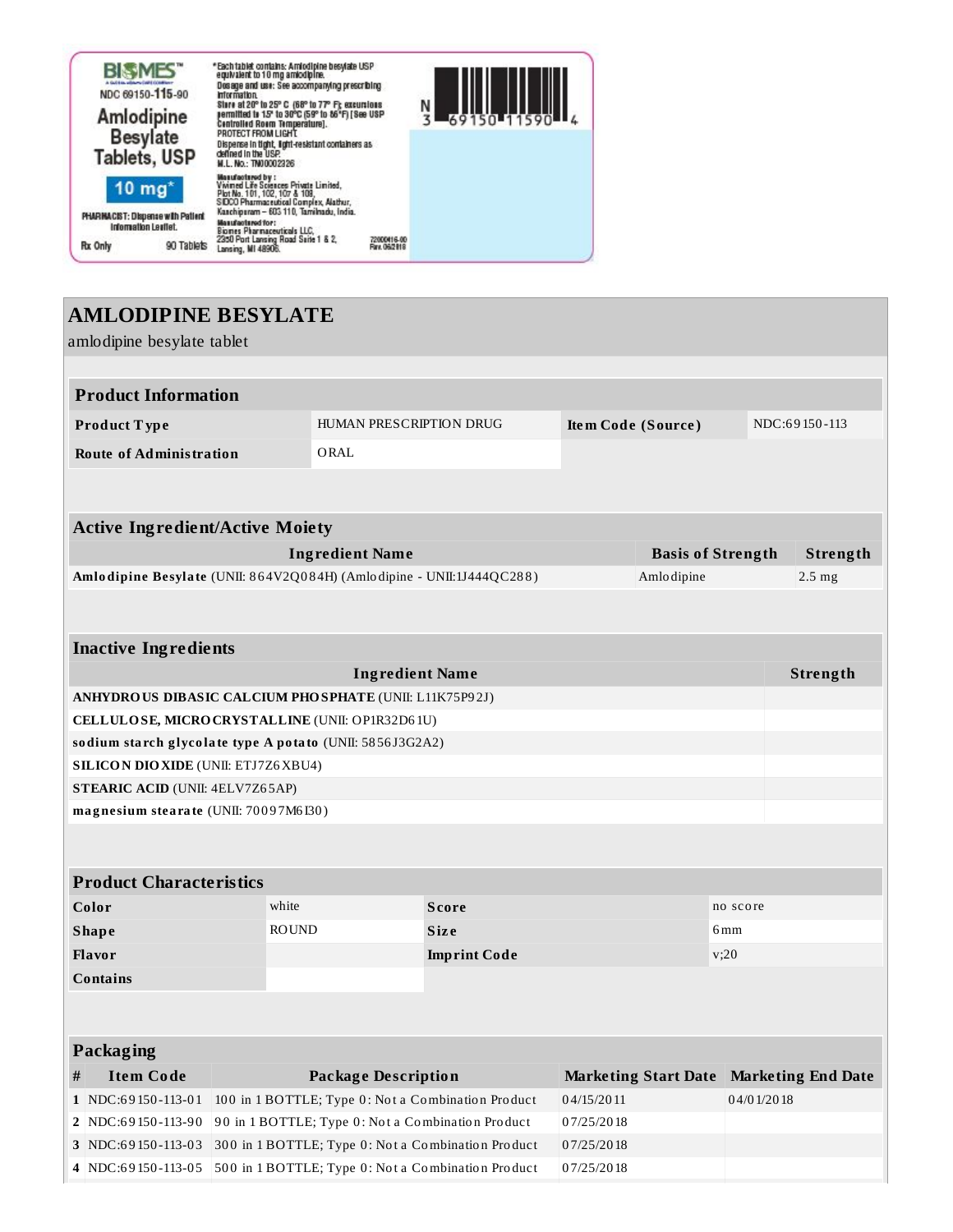BIOMES™

NDC 69150-115-90

Amlodipine Besylate Tablets, USP

10 mg*

PHARMACIST: Dispense with Patient Information Leaflet.

Rx Only 90 Tablets

*Each tablet contains: Amlodipine besylate USP equivalent to 10 mg amlodipine.

Dosage and use: See accompanying prescribing information.

Store at 20° to 25° C (68° to 77° F); excursions permitted to 15° to 30°C (59° to 86°F) [See USP Controlled Room Temperature].

PROTECT FROM LIGHT.

Dispense in tight, light-resistant containers as defined in the USP.

M.L. No.: TN00002326

Manufactured by: Vivimed Life Sciences Private Limited, Plot No. 101, 102, 107 & 108, SIDCO Pharmaceutical Complex, Alathur, Kanchipuram – 603 110, Tamilnadu, India.

Manufactured for: Biomes Pharmaceuticals LLC, 2350 Port Lansing Road Suite 1 & 2, Lansing, MI 48906.

72000416-00 Rev. 062018

N 3 69150 11590 4

# AMLODIPINE BESYLATE

amlodipine besylate tablet

## Product Information

| Product Type | HUMAN PRESCRIPTION DRUG | Item Code (Source) | NDC:69150-113 |
|---|---|---|---|
| Route of Administration | ORAL | | |

## Active Ingredient/Active Moiety

| Ingredient Name | Basis of Strength | Strength |
|---|---|---|
| **Amlodipine Besylate** (UNII: 864V2Q084H) (Amlodipine - UNII:1J444QC288) | Amlodipine | 2.5 mg |

## Inactive Ingredients

| Ingredient Name | Strength |
|---|---|
| **ANHYDROUS DIBASIC CALCIUM PHOSPHATE** (UNII: L11K75P92J) | |
| **CELLULOSE, MICROCRYSTALLINE** (UNII: OP1R32D61U) | |
| **sodium starch glycolate type A potato** (UNII: 5856J3G2A2) | |
| **SILICON DIOXIDE** (UNII: ETJ7Z6XBU4) | |
| **STEARIC ACID** (UNII: 4ELV7Z65AP) | |
| **magnesium stearate** (UNII: 70097M6I30) | |

## Product Characteristics

| Color | white | Score | no score |
|---|---|---|---|
| Shape | ROUND | Size | 6mm |
| Flavor | | Imprint Code | v;20 |
| Contains | | | |

## Packaging

| # | Item Code | Package Description | Marketing Start Date | Marketing End Date |
|---|---|---|---|---|
| 1 | NDC:69150-113-01 | 100 in 1 BOTTLE; Type 0: Not a Combination Product | 04/15/2011 | 04/01/2018 |
| 2 | NDC:69150-113-90 | 90 in 1 BOTTLE; Type 0: Not a Combination Product | 07/25/2018 | |
| 3 | NDC:69150-113-03 | 300 in 1 BOTTLE; Type 0: Not a Combination Product | 07/25/2018 | |
| 4 | NDC:69150-113-05 | 500 in 1 BOTTLE; Type 0: Not a Combination Product | 07/25/2018 | |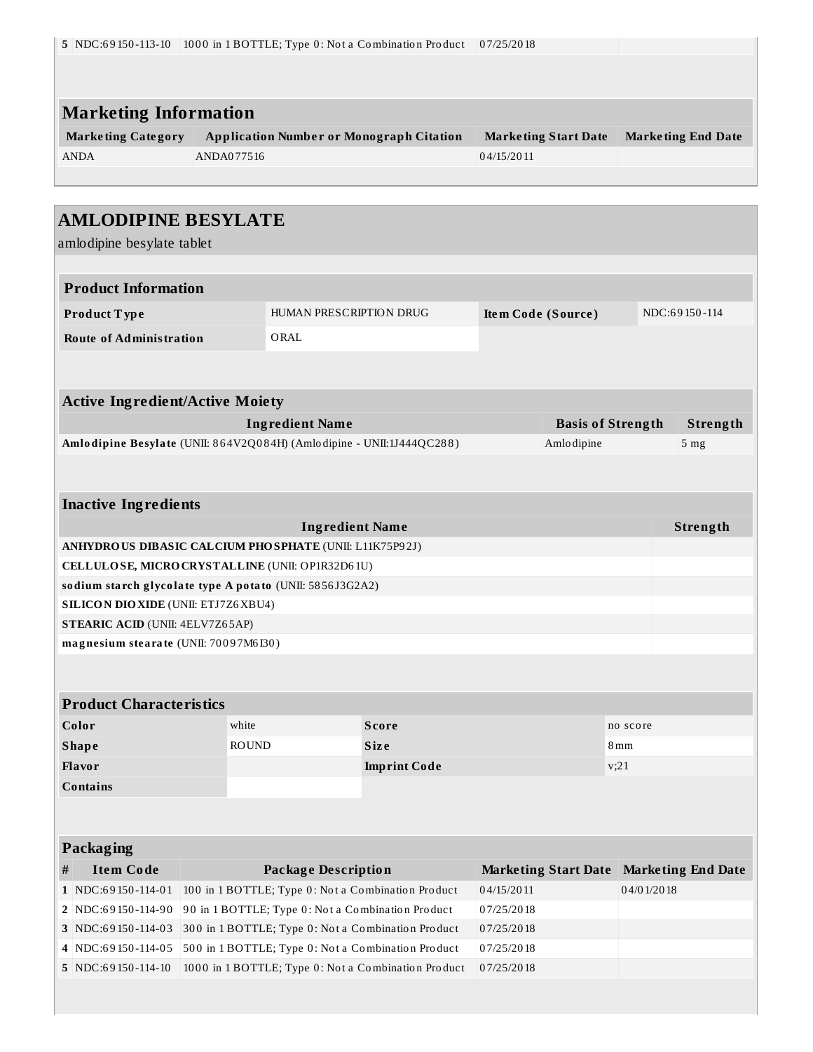| 5 | NDC:69150-113-10 | 1000 in 1 BOTTLE; Type 0: Not a Combination Product | 07/25/2018 | |
|---|---|---|---|---|

## Marketing Information

| Marketing Category | Application Number or Monograph Citation | Marketing Start Date | Marketing End Date |
|---|---|---|---|
| ANDA | ANDA077516 | 04/15/2011 | |

## AMLODIPINE BESYLATE

amlodipine besylate tablet

### Product Information

| | | | |
|---|---|---|---|
| **Product Type** | HUMAN PRESCRIPTION DRUG | **Item Code (Source)** | NDC:69150-114 |
| **Route of Administration** | ORAL | | |

### Active Ingredient/Active Moiety

| Ingredient Name | Basis of Strength | Strength |
|---|---|---|
| **Amlodipine Besylate** (UNII: 864V2Q084H) (Amlodipine - UNII:1J444QC288) | Amlodipine | 5 mg |

### Inactive Ingredients

| Ingredient Name | Strength |
|---|---|
| **ANHYDROUS DIBASIC CALCIUM PHOSPHATE** (UNII: L11K75P92J) | |
| **CELLULOSE, MICROCRYSTALLINE** (UNII: OP1R32D61U) | |
| **sodium starch glycolate type A potato** (UNII: 5856J3G2A2) | |
| **SILICON DIOXIDE** (UNII: ETJ7Z6XBU4) | |
| **STEARIC ACID** (UNII: 4ELV7Z65AP) | |
| **magnesium stearate** (UNII: 70097M6I30) | |

### Product Characteristics

| | | | |
|---|---|---|---|
| **Color** | white | **Score** | no score |
| **Shape** | ROUND | **Size** | 8mm |
| **Flavor** | | **Imprint Code** | v;21 |
| **Contains** | | | |

### Packaging

| # | Item Code | Package Description | Marketing Start Date | Marketing End Date |
|---|---|---|---|---|
| 1 | NDC:69150-114-01 | 100 in 1 BOTTLE; Type 0: Not a Combination Product | 04/15/2011 | 04/01/2018 |
| 2 | NDC:69150-114-90 | 90 in 1 BOTTLE; Type 0: Not a Combination Product | 07/25/2018 | |
| 3 | NDC:69150-114-03 | 300 in 1 BOTTLE; Type 0: Not a Combination Product | 07/25/2018 | |
| 4 | NDC:69150-114-05 | 500 in 1 BOTTLE; Type 0: Not a Combination Product | 07/25/2018 | |
| 5 | NDC:69150-114-10 | 1000 in 1 BOTTLE; Type 0: Not a Combination Product | 07/25/2018 | |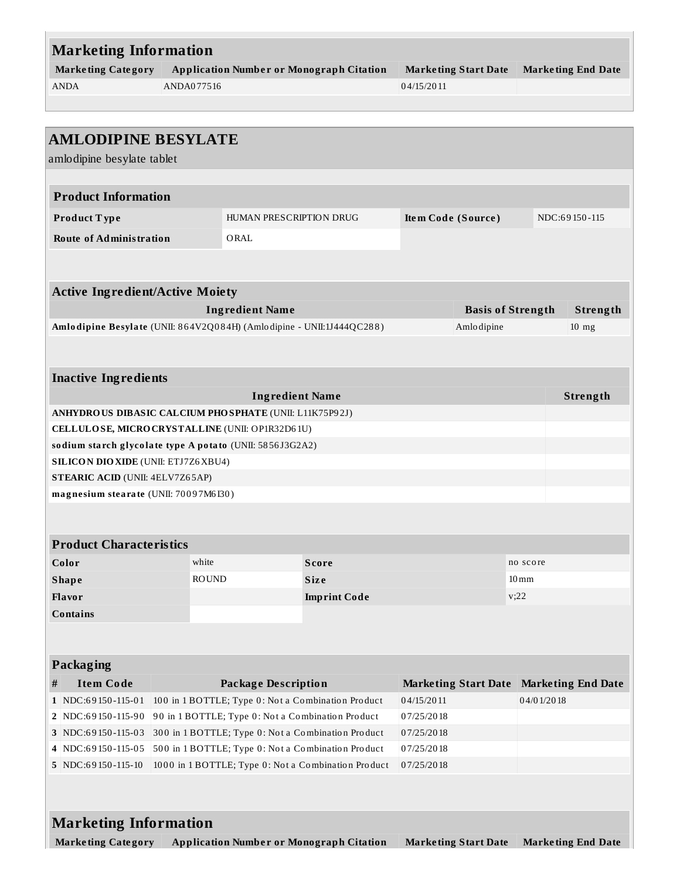## Marketing Information

| Marketing Category | Application Number or Monograph Citation | Marketing Start Date | Marketing End Date |
|---|---|---|---|
| ANDA | ANDA077516 | 04/15/2011 | |

## AMLODIPINE BESYLATE

amlodipine besylate tablet

### Product Information

| | | | |
|---|---|---|---|
| **Product Type** | HUMAN PRESCRIPTION DRUG | **Item Code (Source)** | NDC:69150-115 |
| **Route of Administration** | ORAL | | |

### Active Ingredient/Active Moiety

| Ingredient Name | Basis of Strength | Strength |
|---|---|---|
| **Amlodipine Besylate** (UNII: 864V2Q084H) (Amlodipine - UNII:1J444QC288) | Amlodipine | 10 mg |

### Inactive Ingredients

| Ingredient Name | Strength |
|---|---|
| **ANHYDROUS DIBASIC CALCIUM PHOSPHATE** (UNII: L11K75P92J) | |
| **CELLULOSE, MICROCRYSTALLINE** (UNII: OP1R32D61U) | |
| **sodium starch glycolate type A potato** (UNII: 5856J3G2A2) | |
| **SILICON DIOXIDE** (UNII: ETJ7Z6XBU4) | |
| **STEARIC ACID** (UNII: 4ELV7Z65AP) | |
| **magnesium stearate** (UNII: 70097M6I30) | |

### Product Characteristics

| | | | |
|---|---|---|---|
| **Color** | white | **Score** | no score |
| **Shape** | ROUND | **Size** | 10mm |
| **Flavor** | | **Imprint Code** | v;22 |
| **Contains** | | | |

### Packaging

| # | Item Code | Package Description | Marketing Start Date | Marketing End Date |
|---|---|---|---|---|
| 1 | NDC:69150-115-01 | 100 in 1 BOTTLE; Type 0: Not a Combination Product | 04/15/2011 | 04/01/2018 |
| 2 | NDC:69150-115-90 | 90 in 1 BOTTLE; Type 0: Not a Combination Product | 07/25/2018 | |
| 3 | NDC:69150-115-03 | 300 in 1 BOTTLE; Type 0: Not a Combination Product | 07/25/2018 | |
| 4 | NDC:69150-115-05 | 500 in 1 BOTTLE; Type 0: Not a Combination Product | 07/25/2018 | |
| 5 | NDC:69150-115-10 | 1000 in 1 BOTTLE; Type 0: Not a Combination Product | 07/25/2018 | |

## Marketing Information

| Marketing Category | Application Number or Monograph Citation | Marketing Start Date | Marketing End Date |
|---|---|---|---|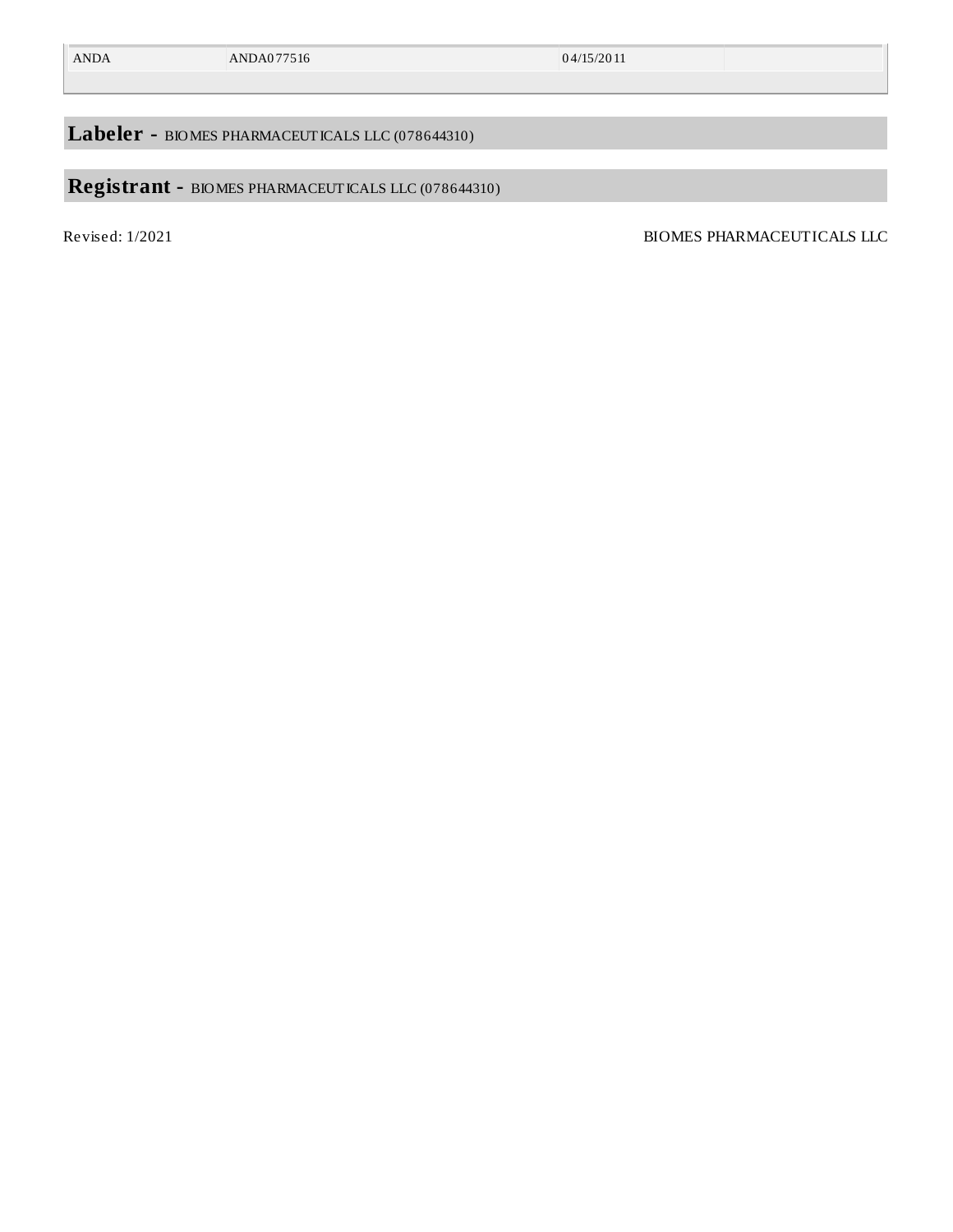| | | | |
|---|---|---|---|
| ANDA | ANDA077516 | 04/15/2011 | |

**Labeler -** BIOMES PHARMACEUTICALS LLC (078644310)

**Registrant -** BIOMES PHARMACEUTICALS LLC (078644310)

Revised: 1/2021

BIOMES PHARMACEUTICALS LLC